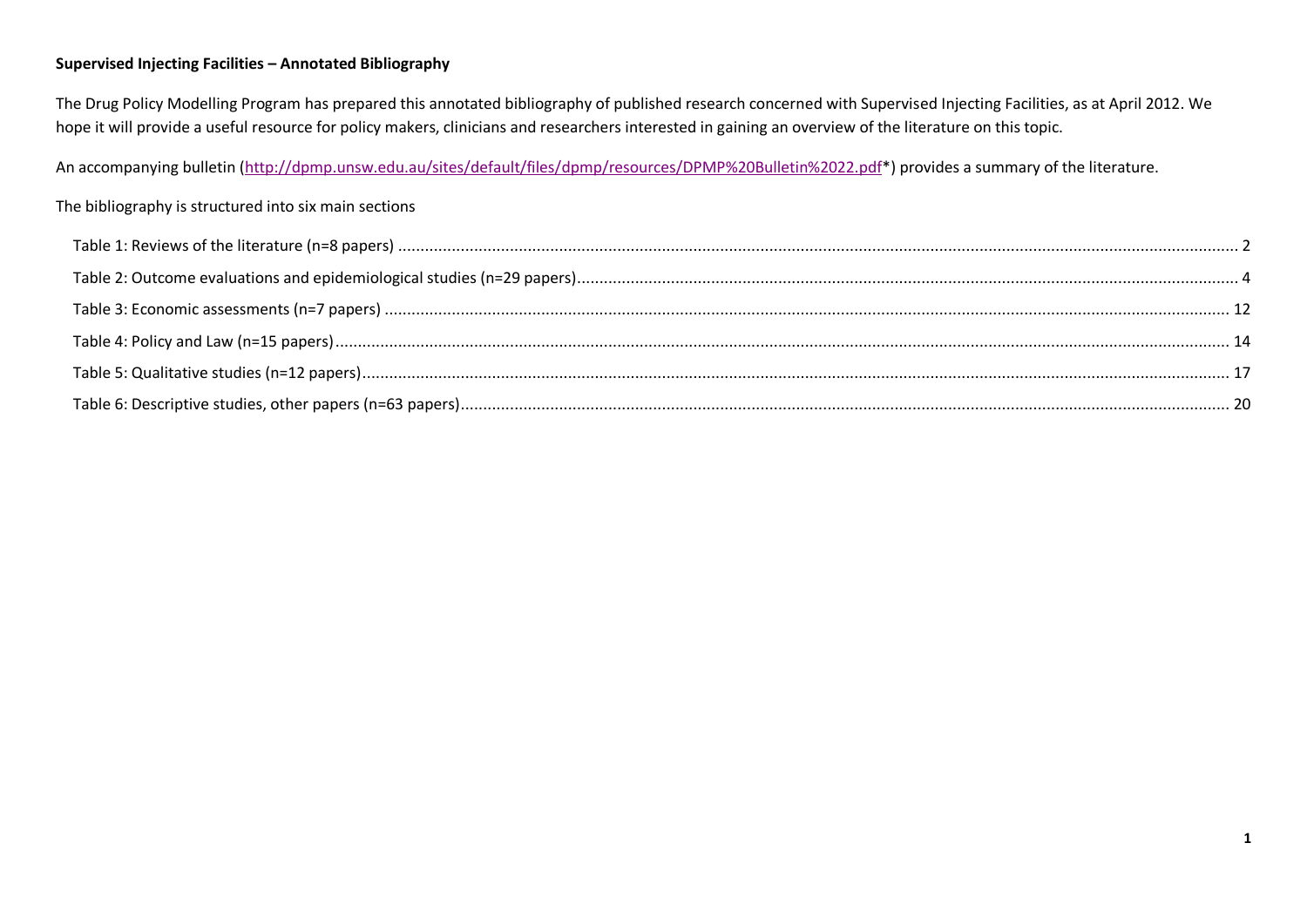**Supervised Injecting Facilities – Annotated Bibliography**

The Drug Policy Modelling Program has prepared this annotated bibliography of published research concerned with Supervised Injecting Facilities, as at April 2012. We hope it will provide a useful resource for policy makers, clinicians and researchers interested in gaining an overview of the literature on this topic.

An accompanying bulletin (http://dpmp.unsw.edu.au/sites/default/files/dpmp/resources/DPMP%20Bulletin%2022.pdf*) provides a summary of the literature.

The bibliography is structured into six main sections

- Table 1: Reviews of the literature (n=8 papers) ........ 2
- Table 2: Outcome evaluations and epidemiological studies (n=29 papers) ........ 4
- Table 3: Economic assessments (n=7 papers) ........ 12
- Table 4: Policy and Law (n=15 papers) ........ 14
- Table 5: Qualitative studies (n=12 papers) ........ 17
- Table 6: Descriptive studies, other papers (n=63 papers) ........ 20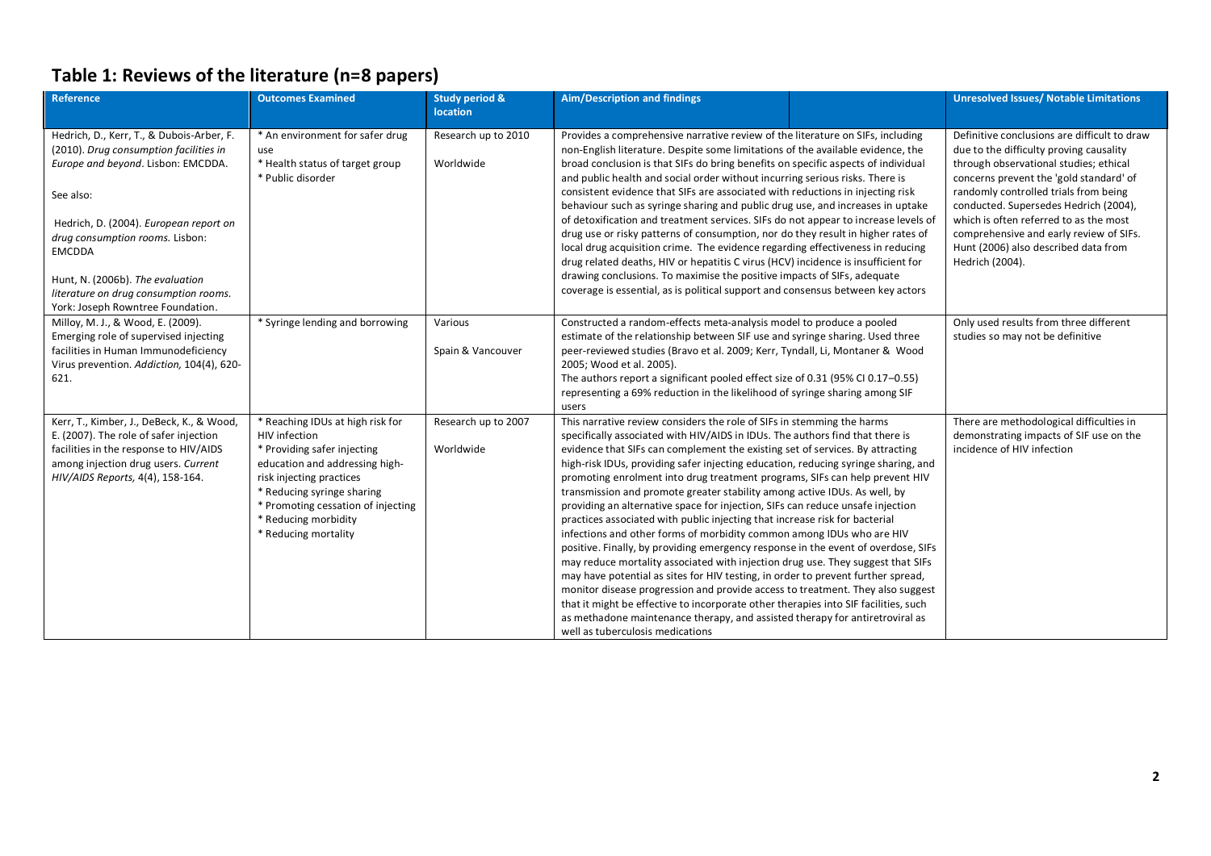## Table 1: Reviews of the literature (n=8 papers)

| Reference | Outcomes Examined | Study period & location | Aim/Description and findings | Unresolved Issues/ Notable Limitations |
|---|---|---|---|---|
| Hedrich, D., Kerr, T., & Dubois-Arber, F. (2010). *Drug consumption facilities in Europe and beyond*. Lisbon: EMCDDA.<br><br>See also:<br><br>Hedrich, D. (2004). *European report on drug consumption rooms.* Lisbon: EMCDDA<br><br>Hunt, N. (2006b). *The evaluation literature on drug consumption rooms.* York: Joseph Rowntree Foundation. | * An environment for safer drug use<br>* Health status of target group<br>* Public disorder | Research up to 2010<br><br>Worldwide | Provides a comprehensive narrative review of the literature on SIFs, including non-English literature. Despite some limitations of the available evidence, the broad conclusion is that SIFs do bring benefits on specific aspects of individual and public health and social order without incurring serious risks. There is consistent evidence that SIFs are associated with reductions in injecting risk behaviour such as syringe sharing and public drug use, and increases in uptake of detoxification and treatment services. SIFs do not appear to increase levels of drug use or risky patterns of consumption, nor do they result in higher rates of local drug acquisition crime. The evidence regarding effectiveness in reducing drug related deaths, HIV or hepatitis C virus (HCV) incidence is insufficient for drawing conclusions. To maximise the positive impacts of SIFs, adequate coverage is essential, as is political support and consensus between key actors | Definitive conclusions are difficult to draw due to the difficulty proving causality through observational studies; ethical concerns prevent the 'gold standard' of randomly controlled trials from being conducted. Supersedes Hedrich (2004), which is often referred to as the most comprehensive and early review of SIFs. Hunt (2006) also described data from Hedrich (2004). |
| Milloy, M. J., & Wood, E. (2009). Emerging role of supervised injecting facilities in Human Immunodeficiency Virus prevention. *Addiction,* 104(4), 620-621. | * Syringe lending and borrowing | Various<br><br>Spain & Vancouver | Constructed a random-effects meta-analysis model to produce a pooled estimate of the relationship between SIF use and syringe sharing. Used three peer-reviewed studies (Bravo et al. 2009; Kerr, Tyndall, Li, Montaner & Wood 2005; Wood et al. 2005).<br>The authors report a significant pooled effect size of 0.31 (95% CI 0.17–0.55) representing a 69% reduction in the likelihood of syringe sharing among SIF users | Only used results from three different studies so may not be definitive |
| Kerr, T., Kimber, J., DeBeck, K., & Wood, E. (2007). The role of safer injection facilities in the response to HIV/AIDS among injection drug users. *Current HIV/AIDS Reports,* 4(4), 158-164. | * Reaching IDUs at high risk for HIV infection<br>* Providing safer injecting education and addressing high-risk injecting practices<br>* Reducing syringe sharing<br>* Promoting cessation of injecting<br>* Reducing morbidity<br>* Reducing mortality | Research up to 2007<br><br>Worldwide | This narrative review considers the role of SIFs in stemming the harms specifically associated with HIV/AIDS in IDUs. The authors find that there is evidence that SIFs can complement the existing set of services. By attracting high-risk IDUs, providing safer injecting education, reducing syringe sharing, and promoting enrolment into drug treatment programs, SIFs can help prevent HIV transmission and promote greater stability among active IDUs. As well, by providing an alternative space for injection, SIFs can reduce unsafe injection practices associated with public injecting that increase risk for bacterial infections and other forms of morbidity common among IDUs who are HIV positive. Finally, by providing emergency response in the event of overdose, SIFs may reduce mortality associated with injection drug use. They suggest that SIFs may have potential as sites for HIV testing, in order to prevent further spread, monitor disease progression and provide access to treatment. They also suggest that it might be effective to incorporate other therapies into SIF facilities, such as methadone maintenance therapy, and assisted therapy for antiretroviral as well as tuberculosis medications | There are methodological difficulties in demonstrating impacts of SIF use on the incidence of HIV infection |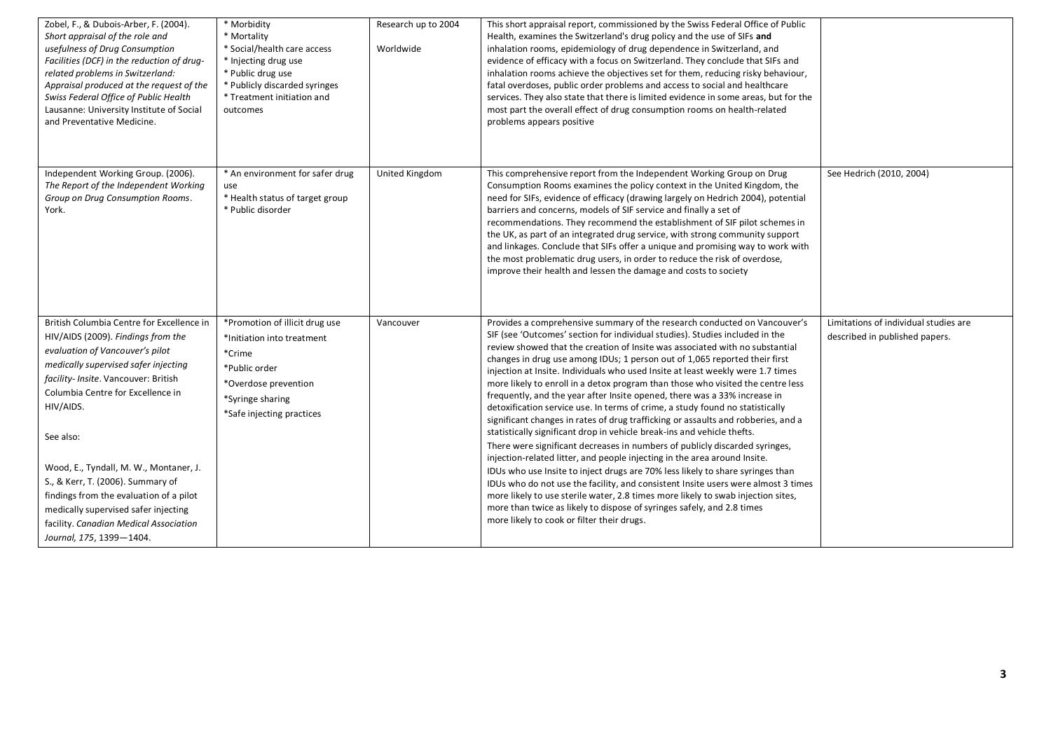| | | | | |
|---|---|---|---|---|
| Zobel, F., & Dubois-Arber, F. (2004). *Short appraisal of the role and usefulness of Drug Consumption Facilities (DCF) in the reduction of drug-related problems in Switzerland: Appraisal produced at the request of the Swiss Federal Office of Public Health* Lausanne: University Institute of Social and Preventative Medicine. | * Morbidity<br>* Mortality<br>* Social/health care access<br>* Injecting drug use<br>* Public drug use<br>* Publicly discarded syringes<br>* Treatment initiation and outcomes | Research up to 2004<br><br>Worldwide | This short appraisal report, commissioned by the Swiss Federal Office of Public Health, examines the Switzerland's drug policy and the use of SIFs **and** inhalation rooms, epidemiology of drug dependence in Switzerland, and evidence of efficacy with a focus on Switzerland. They conclude that SIFs and inhalation rooms achieve the objectives set for them, reducing risky behaviour, fatal overdoses, public order problems and access to social and healthcare services. They also state that there is limited evidence in some areas, but for the most part the overall effect of drug consumption rooms on health-related problems appears positive | |
| Independent Working Group. (2006). *The Report of the Independent Working Group on Drug Consumption Rooms*. York. | * An environment for safer drug use<br>* Health status of target group<br>* Public disorder | United Kingdom | This comprehensive report from the Independent Working Group on Drug Consumption Rooms examines the policy context in the United Kingdom, the need for SIFs, evidence of efficacy (drawing largely on Hedrich 2004), potential barriers and concerns, models of SIF service and finally a set of recommendations. They recommend the establishment of SIF pilot schemes in the UK, as part of an integrated drug service, with strong community support and linkages. Conclude that SIFs offer a unique and promising way to work with the most problematic drug users, in order to reduce the risk of overdose, improve their health and lessen the damage and costs to society | See Hedrich (2010, 2004) |
| British Columbia Centre for Excellence in HIV/AIDS (2009). *Findings from the evaluation of Vancouver's pilot medically supervised safer injecting facility- Insite*. Vancouver: British Columbia Centre for Excellence in HIV/AIDS.<br><br>See also:<br><br>Wood, E., Tyndall, M. W., Montaner, J. S., & Kerr, T. (2006). Summary of findings from the evaluation of a pilot medically supervised safer injecting facility. *Canadian Medical Association Journal, 175*, 1399—1404. | *Promotion of illicit drug use<br>*Initiation into treatment<br>*Crime<br>*Public order<br>*Overdose prevention<br>*Syringe sharing<br>*Safe injecting practices | Vancouver | Provides a comprehensive summary of the research conducted on Vancouver's SIF (see 'Outcomes' section for individual studies). Studies included in the review showed that the creation of Insite was associated with no substantial changes in drug use among IDUs; 1 person out of 1,065 reported their first injection at Insite. Individuals who used Insite at least weekly were 1.7 times more likely to enroll in a detox program than those who visited the centre less frequently, and the year after Insite opened, there was a 33% increase in detoxification service use. In terms of crime, a study found no statistically significant changes in rates of drug trafficking or assaults and robberies, and a statistically significant drop in vehicle break-ins and vehicle thefts.<br>There were significant decreases in numbers of publicly discarded syringes, injection-related litter, and people injecting in the area around Insite.<br>IDUs who use Insite to inject drugs are 70% less likely to share syringes than IDUs who do not use the facility, and consistent Insite users were almost 3 times more likely to use sterile water, 2.8 times more likely to swab injection sites, more than twice as likely to dispose of syringes safely, and 2.8 times more likely to cook or filter their drugs. | Limitations of individual studies are described in published papers. |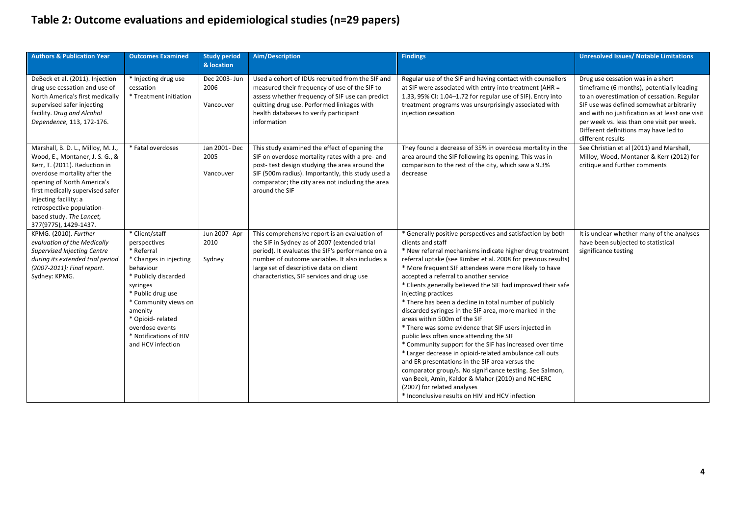## Table 2: Outcome evaluations and epidemiological studies (n=29 papers)

| Authors & Publication Year | Outcomes Examined | Study period & location | Aim/Description | Findings | Unresolved Issues/ Notable Limitations |
|---|---|---|---|---|---|
| DeBeck et al. (2011). Injection drug use cessation and use of North America's first medically supervised safer injecting facility. *Drug and Alcohol Dependence,* 113, 172-176. | * Injecting drug use cessation<br>* Treatment initiation | Dec 2003- Jun 2006<br><br>Vancouver | Used a cohort of IDUs recruited from the SIF and measured their frequency of use of the SIF to assess whether frequency of SIF use can predict quitting drug use. Performed linkages with health databases to verify participant information | Regular use of the SIF and having contact with counsellors at SIF were associated with entry into treatment (AHR = 1.33, 95% CI: 1.04–1.72 for regular use of SIF). Entry into treatment programs was unsurprisingly associated with injection cessation | Drug use cessation was in a short timeframe (6 months), potentially leading to an overestimation of cessation. Regular SIF use was defined somewhat arbitrarily and with no justification as at least one visit per week vs. less than one visit per week. Different definitions may have led to different results |
| Marshall, B. D. L., Milloy, M. J., Wood, E., Montaner, J. S. G., & Kerr, T. (2011). Reduction in overdose mortality after the opening of North America's first medically supervised safer injecting facility: a retrospective population-based study. *The Lancet,* 377(9775), 1429-1437. | * Fatal overdoses | Jan 2001- Dec 2005<br><br>Vancouver | This study examined the effect of opening the SIF on overdose mortality rates with a pre- and post- test design studying the area around the SIF (500m radius). Importantly, this study used a comparator; the city area not including the area around the SIF | They found a decrease of 35% in overdose mortality in the area around the SIF following its opening. This was in comparison to the rest of the city, which saw a 9.3% decrease | See Christian et al (2011) and Marshall, Milloy, Wood, Montaner & Kerr (2012) for critique and further comments |
| KPMG. (2010). *Further evaluation of the Medically Supervised Injecting Centre during its extended trial period (2007-2011): Final report*. Sydney: KPMG. | * Client/staff perspectives<br>* Referral<br>* Changes in injecting behaviour<br>* Publicly discarded syringes<br>* Public drug use<br>* Community views on amenity<br>* Opioid- related overdose events<br>* Notifications of HIV and HCV infection | Jun 2007- Apr 2010<br><br>Sydney | This comprehensive report is an evaluation of the SIF in Sydney as of 2007 (extended trial period). It evaluates the SIF's performance on a number of outcome variables. It also includes a large set of descriptive data on client characteristics, SIF services and drug use | * Generally positive perspectives and satisfaction by both clients and staff<br>* New referral mechanisms indicate higher drug treatment referral uptake (see Kimber et al. 2008 for previous results)<br>* More frequent SIF attendees were more likely to have accepted a referral to another service<br>* Clients generally believed the SIF had improved their safe injecting practices<br>* There has been a decline in total number of publicly discarded syringes in the SIF area, more marked in the areas within 500m of the SIF<br>* There was some evidence that SIF users injected in public less often since attending the SIF<br>* Community support for the SIF has increased over time<br>* Larger decrease in opioid-related ambulance call outs and ER presentations in the SIF area versus the comparator group/s. No significance testing. See Salmon, van Beek, Amin, Kaldor & Maher (2010) and NCHERC (2007) for related analyses<br>* Inconclusive results on HIV and HCV infection | It is unclear whether many of the analyses have been subjected to statistical significance testing |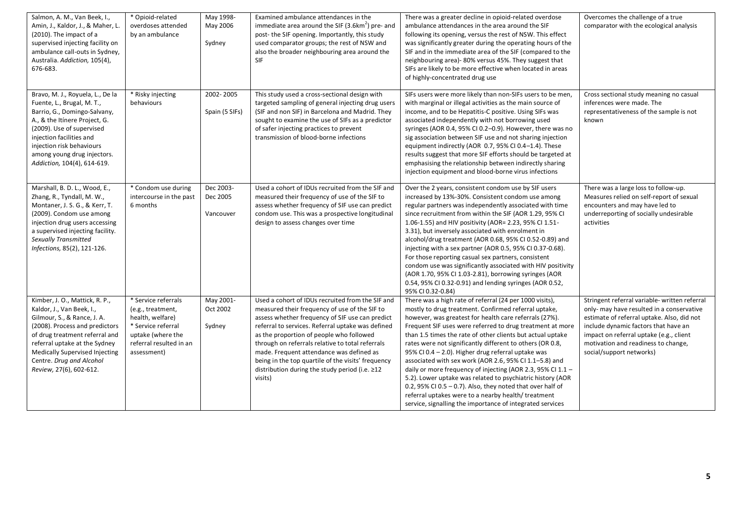| | | | | | |
|---|---|---|---|---|---|
| Salmon, A. M., Van Beek, I., Amin, J., Kaldor, J., & Maher, L. (2010). The impact of a supervised injecting facility on ambulance call-outs in Sydney, Australia. *Addiction,* 105(4), 676-683. | * Opioid-related overdoses attended by an ambulance | May 1998- May 2006<br><br>Sydney | Examined ambulance attendances in the immediate area around the SIF (3.6km$^2$) pre- and post- the SIF opening. Importantly, this study used comparator groups; the rest of NSW and also the broader neighbouring area around the SIF | There was a greater decline in opioid-related overdose ambulance attendances in the area around the SIF following its opening, versus the rest of NSW. This effect was significantly greater during the operating hours of the SIF and in the immediate area of the SIF (compared to the neighbouring area)- 80% versus 45%. They suggest that SIFs are likely to be more effective when located in areas of highly-concentrated drug use | Overcomes the challenge of a true comparator with the ecological analysis |
| Bravo, M. J., Royuela, L., De la Fuente, L., Brugal, M. T., Barrio, G., Domingo-Salvany, A., & the Itínere Project, G. (2009). Use of supervised injection facilities and injection risk behaviours among young drug injectors. *Addiction,* 104(4), 614-619. | * Risky injecting behaviours | 2002- 2005<br><br>Spain (5 SIFs) | This study used a cross-sectional design with targeted sampling of general injecting drug users (SIF and non SIF) in Barcelona and Madrid. They sought to examine the use of SIFs as a predictor of safer injecting practices to prevent transmission of blood-borne infections | SIFs users were more likely than non-SIFs users to be men, with marginal or illegal activities as the main source of income, and to be Hepatitis-C positive. Using SIFs was associated independently with not borrowing used syringes (AOR 0.4, 95% CI 0.2–0.9). However, there was no sig association between SIF use and not sharing injection equipment indirectly (AOR 0.7, 95% CI 0.4–1.4). These results suggest that more SIF efforts should be targeted at emphasising the relationship between indirectly sharing injection equipment and blood-borne virus infections | Cross sectional study meaning no casual inferences were made. The representativeness of the sample is not known |
| Marshall, B. D. L., Wood, E., Zhang, R., Tyndall, M. W., Montaner, J. S. G., & Kerr, T. (2009). Condom use among injection drug users accessing a supervised injecting facility. *Sexually Transmitted Infections,* 85(2), 121-126. | * Condom use during intercourse in the past 6 months | Dec 2003- Dec 2005<br><br>Vancouver | Used a cohort of IDUs recruited from the SIF and measured their frequency of use of the SIF to assess whether frequency of SIF use can predict condom use. This was a prospective longitudinal design to assess changes over time | Over the 2 years, consistent condom use by SIF users increased by 13%-30%. Consistent condom use among regular partners was independently associated with time since recruitment from within the SIF (AOR 1.29, 95% CI 1.06-1.55) and HIV positivity (AOR= 2.23, 95% CI 1.51-3.31), but inversely associated with enrolment in alcohol/drug treatment (AOR 0.68, 95% CI 0.52-0.89) and injecting with a sex partner (AOR 0.5, 95% CI 0.37-0.68). For those reporting casual sex partners, consistent condom use was significantly associated with HIV positivity (AOR 1.70, 95% CI 1.03-2.81), borrowing syringes (AOR 0.54, 95% CI 0.32-0.91) and lending syringes (AOR 0.52, 95% CI 0.32-0.84) | There was a large loss to follow-up. Measures relied on self-report of sexual encounters and may have led to underreporting of socially undesirable activities |
| Kimber, J. O., Mattick, R. P., Kaldor, J., Van Beek, I., Gilmour, S., & Rance, J. A. (2008). Process and predictors of drug treatment referral and referral uptake at the Sydney Medically Supervised Injecting Centre. *Drug and Alcohol Review,* 27(6), 602-612. | * Service referrals (e.g., treatment, health, welfare)<br>* Service referral uptake (where the referral resulted in an assessment) | May 2001- Oct 2002<br><br>Sydney | Used a cohort of IDUs recruited from the SIF and measured their frequency of use of the SIF to assess whether frequency of SIF use can predict referral to services. Referral uptake was defined as the proportion of people who followed through on referrals relative to total referrals made. Frequent attendance was defined as being in the top quartile of the visits' frequency distribution during the study period (i.e. ≥12 visits) | There was a high rate of referral (24 per 1000 visits), mostly to drug treatment. Confirmed referral uptake, however, was greatest for health care referrals (27%). Frequent SIF uses were referred to drug treatment at more than 1.5 times the rate of other clients but actual uptake rates were not significantly different to others (OR 0.8, 95% CI 0.4 – 2.0). Higher drug referral uptake was associated with sex work (AOR 2.6, 95% CI 1.1–5.8) and daily or more frequency of injecting (AOR 2.3, 95% CI 1.1 – 5.2). Lower uptake was related to psychiatric history (AOR 0.2, 95% CI 0.5 – 0.7). Also, they noted that over half of referral uptakes were to a nearby health/ treatment service, signalling the importance of integrated services | Stringent referral variable- written referral only- may have resulted in a conservative estimate of referral uptake. Also, did not include dynamic factors that have an impact on referral uptake (e.g., client motivation and readiness to change, social/support networks) |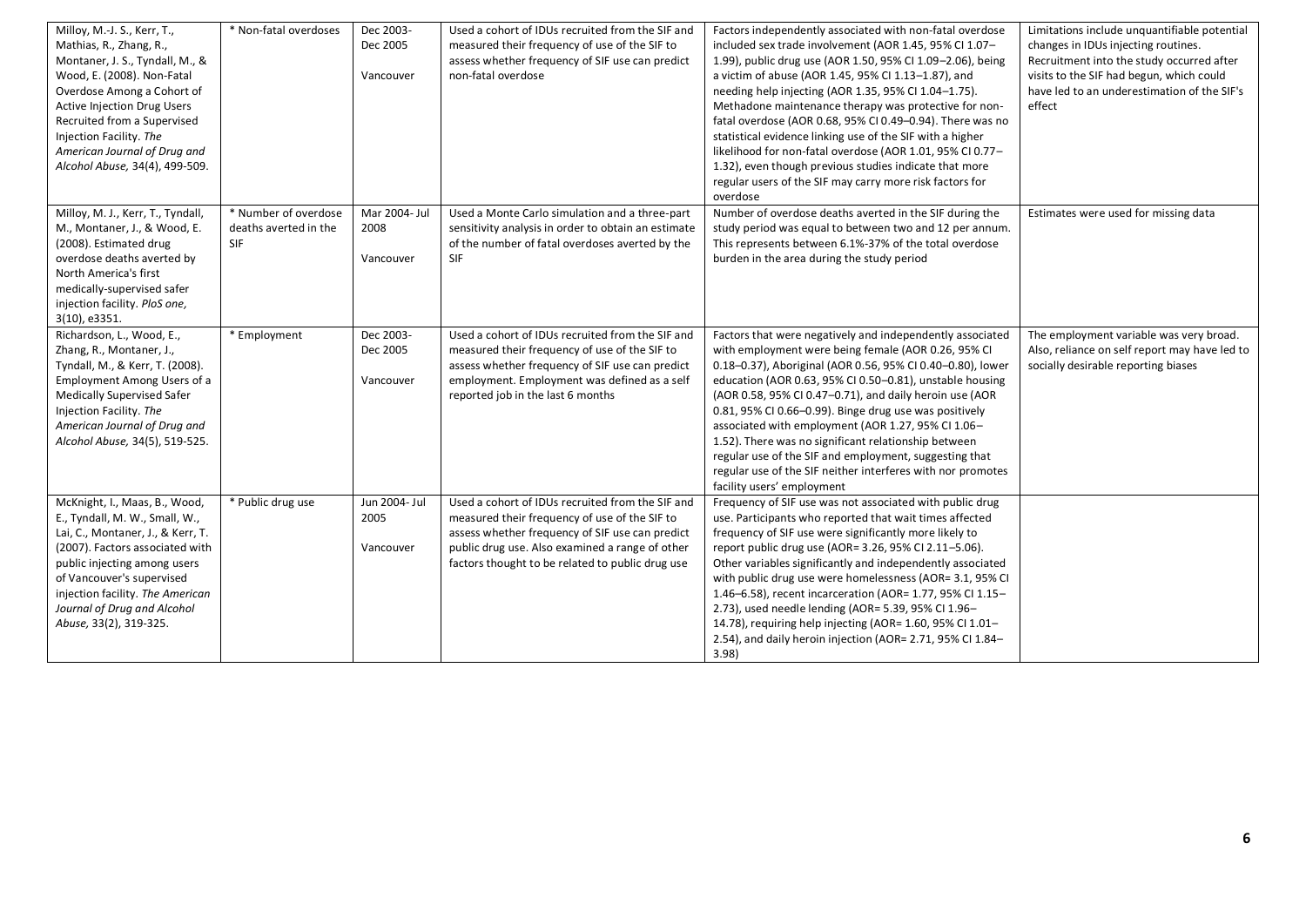| | | | | | |
|---|---|---|---|---|---|
| Milloy, M.-J. S., Kerr, T., Mathias, R., Zhang, R., Montaner, J. S., Tyndall, M., & Wood, E. (2008). Non-Fatal Overdose Among a Cohort of Active Injection Drug Users Recruited from a Supervised Injection Facility. *The American Journal of Drug and Alcohol Abuse,* 34(4), 499-509. | * Non-fatal overdoses | Dec 2003-Dec 2005<br><br>Vancouver | Used a cohort of IDUs recruited from the SIF and measured their frequency of use of the SIF to assess whether frequency of SIF use can predict non-fatal overdose | Factors independently associated with non-fatal overdose included sex trade involvement (AOR 1.45, 95% CI 1.07–1.99), public drug use (AOR 1.50, 95% CI 1.09–2.06), being a victim of abuse (AOR 1.45, 95% CI 1.13–1.87), and needing help injecting (AOR 1.35, 95% CI 1.04–1.75). Methadone maintenance therapy was protective for non-fatal overdose (AOR 0.68, 95% CI 0.49–0.94). There was no statistical evidence linking use of the SIF with a higher likelihood for non-fatal overdose (AOR 1.01, 95% CI 0.77–1.32), even though previous studies indicate that more regular users of the SIF may carry more risk factors for overdose | Limitations include unquantifiable potential changes in IDUs injecting routines. Recruitment into the study occurred after visits to the SIF had begun, which could have led to an underestimation of the SIF's effect |
| Milloy, M. J., Kerr, T., Tyndall, M., Montaner, J., & Wood, E. (2008). Estimated drug overdose deaths averted by North America's first medically-supervised safer injection facility. *PloS one,* 3(10), e3351. | * Number of overdose deaths averted in the SIF | Mar 2004- Jul 2008<br><br>Vancouver | Used a Monte Carlo simulation and a three-part sensitivity analysis in order to obtain an estimate of the number of fatal overdoses averted by the SIF | Number of overdose deaths averted in the SIF during the study period was equal to between two and 12 per annum. This represents between 6.1%-37% of the total overdose burden in the area during the study period | Estimates were used for missing data |
| Richardson, L., Wood, E., Zhang, R., Montaner, J., Tyndall, M., & Kerr, T. (2008). Employment Among Users of a Medically Supervised Safer Injection Facility. *The American Journal of Drug and Alcohol Abuse,* 34(5), 519-525. | * Employment | Dec 2003-Dec 2005<br><br>Vancouver | Used a cohort of IDUs recruited from the SIF and measured their frequency of use of the SIF to assess whether frequency of SIF use can predict employment. Employment was defined as a self reported job in the last 6 months | Factors that were negatively and independently associated with employment were being female (AOR 0.26, 95% CI 0.18–0.37), Aboriginal (AOR 0.56, 95% CI 0.40–0.80), lower education (AOR 0.63, 95% CI 0.50–0.81), unstable housing (AOR 0.58, 95% CI 0.47–0.71), and daily heroin use (AOR 0.81, 95% CI 0.66–0.99). Binge drug use was positively associated with employment (AOR 1.27, 95% CI 1.06–1.52). There was no significant relationship between regular use of the SIF and employment, suggesting that regular use of the SIF neither interferes with nor promotes facility users' employment | The employment variable was very broad. Also, reliance on self report may have led to socially desirable reporting biases |
| McKnight, I., Maas, B., Wood, E., Tyndall, M. W., Small, W., Lai, C., Montaner, J., & Kerr, T. (2007). Factors associated with public injecting among users of Vancouver's supervised injection facility. *The American Journal of Drug and Alcohol Abuse,* 33(2), 319-325. | * Public drug use | Jun 2004- Jul 2005<br><br>Vancouver | Used a cohort of IDUs recruited from the SIF and measured their frequency of use of the SIF to assess whether frequency of SIF use can predict public drug use. Also examined a range of other factors thought to be related to public drug use | Frequency of SIF use was not associated with public drug use. Participants who reported that wait times affected frequency of SIF use were significantly more likely to report public drug use (AOR= 3.26, 95% CI 2.11–5.06). Other variables significantly and independently associated with public drug use were homelessness (AOR= 3.1, 95% CI 1.46–6.58), recent incarceration (AOR= 1.77, 95% CI 1.15–2.73), used needle lending (AOR= 5.39, 95% CI 1.96–14.78), requiring help injecting (AOR= 1.60, 95% CI 1.01–2.54), and daily heroin injection (AOR= 2.71, 95% CI 1.84–3.98) | |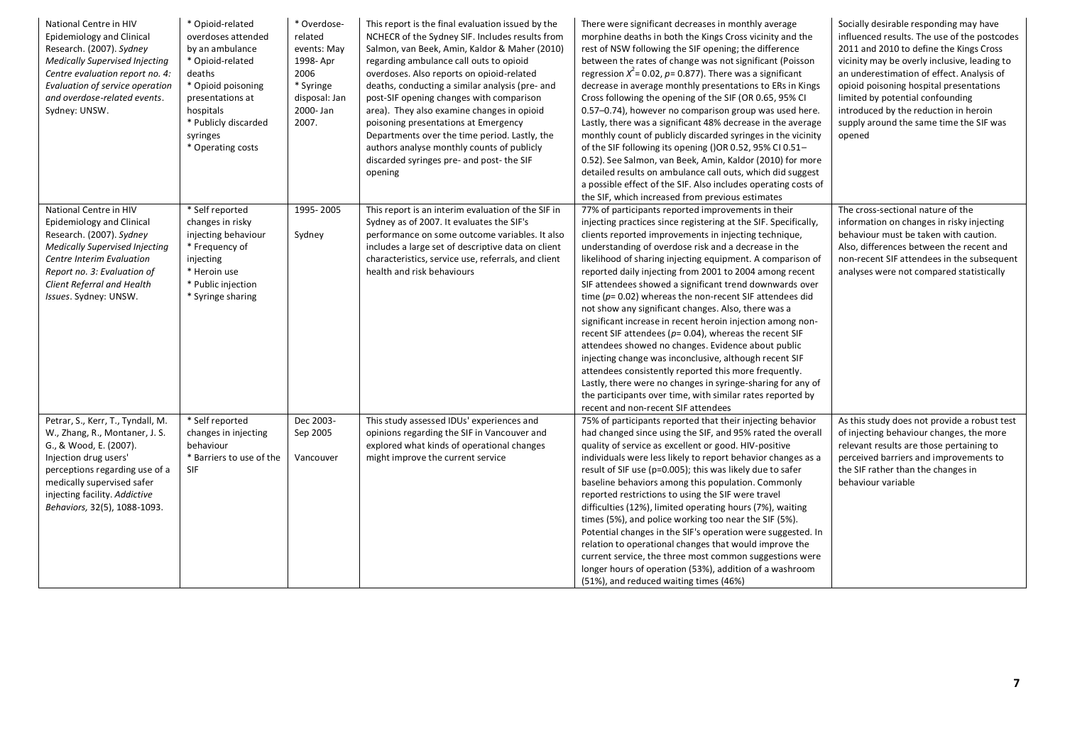| | | | | | |
|---|---|---|---|---|---|
| National Centre in HIV Epidemiology and Clinical Research. (2007). *Sydney Medically Supervised Injecting Centre evaluation report no. 4: Evaluation of service operation and overdose-related events*. Sydney: UNSW. | * Opioid-related overdoses attended by an ambulance<br>* Opioid-related deaths<br>* Opioid poisoning presentations at hospitals<br>* Publicly discarded syringes<br>* Operating costs | * Overdose-related events: May 1998- Apr 2006<br>* Syringe disposal: Jan 2000- Jan 2007. | This report is the final evaluation issued by the NCHECR of the Sydney SIF. Includes results from Salmon, van Beek, Amin, Kaldor & Maher (2010) regarding ambulance call outs to opioid overdoses. Also reports on opioid-related deaths, conducting a similar analysis (pre- and post-SIF opening changes with comparison area). They also examine changes in opioid poisoning presentations at Emergency Departments over the time period. Lastly, the authors analyse monthly counts of publicly discarded syringes pre- and post- the SIF opening | There were significant decreases in monthly average morphine deaths in both the Kings Cross vicinity and the rest of NSW following the SIF opening; the difference between the rates of change was not significant (Poisson regression $X^2 = 0.02$, $p = 0.877$). There was a significant decrease in average monthly presentations to ERs in Kings Cross following the opening of the SIF (OR 0.65, 95% CI 0.57–0.74), however no comparison group was used here. Lastly, there was a significant 48% decrease in the average monthly count of publicly discarded syringes in the vicinity of the SIF following its opening ()OR 0.52, 95% CI 0.51–0.52). See Salmon, van Beek, Amin, Kaldor (2010) for more detailed results on ambulance call outs, which did suggest a possible effect of the SIF. Also includes operating costs of the SIF, which increased from previous estimates | Socially desirable responding may have influenced results. The use of the postcodes 2011 and 2010 to define the Kings Cross vicinity may be overly inclusive, leading to an underestimation of effect. Analysis of opioid poisoning hospital presentations limited by potential confounding introduced by the reduction in heroin supply around the same time the SIF was opened |
| National Centre in HIV Epidemiology and Clinical Research. (2007). *Sydney Medically Supervised Injecting Centre Interim Evaluation Report no. 3: Evaluation of Client Referral and Health Issues*. Sydney: UNSW. | * Self reported changes in risky injecting behaviour<br>* Frequency of injecting<br>* Heroin use<br>* Public injection<br>* Syringe sharing | 1995- 2005<br><br>Sydney | This report is an interim evaluation of the SIF in Sydney as of 2007. It evaluates the SIF's performance on some outcome variables. It also includes a large set of descriptive data on client characteristics, service use, referrals, and client health and risk behaviours | 77% of participants reported improvements in their injecting practices since registering at the SIF. Specifically, clients reported improvements in injecting technique, understanding of overdose risk and a decrease in the likelihood of sharing injecting equipment. A comparison of reported daily injecting from 2001 to 2004 among recent SIF attendees showed a significant trend downwards over time ($p = 0.02$) whereas the non-recent SIF attendees did not show any significant changes. Also, there was a significant increase in recent heroin injection among non-recent SIF attendees ($p = 0.04$), whereas the recent SIF attendees showed no changes. Evidence about public injecting change was inconclusive, although recent SIF attendees consistently reported this more frequently. Lastly, there were no changes in syringe-sharing for any of the participants over time, with similar rates reported by recent and non-recent SIF attendees | The cross-sectional nature of the information on changes in risky injecting behaviour must be taken with caution. Also, differences between the recent and non-recent SIF attendees in the subsequent analyses were not compared statistically |
| Petrar, S., Kerr, T., Tyndall, M. W., Zhang, R., Montaner, J. S. G., & Wood, E. (2007). Injection drug users' perceptions regarding use of a medically supervised safer injecting facility. *Addictive Behaviors*, 32(5), 1088-1093. | * Self reported changes in injecting behaviour<br>* Barriers to use of the SIF | Dec 2003- Sep 2005<br><br>Vancouver | This study assessed IDUs' experiences and opinions regarding the SIF in Vancouver and explored what kinds of operational changes might improve the current service | 75% of participants reported that their injecting behavior had changed since using the SIF, and 95% rated the overall quality of service as excellent or good. HIV-positive individuals were less likely to report behavior changes as a result of SIF use (p=0.005); this was likely due to safer baseline behaviors among this population. Commonly reported restrictions to using the SIF were travel difficulties (12%), limited operating hours (7%), waiting times (5%), and police working too near the SIF (5%). Potential changes in the SIF's operation were suggested. In relation to operational changes that would improve the current service, the three most common suggestions were longer hours of operation (53%), addition of a washroom (51%), and reduced waiting times (46%) | As this study does not provide a robust test of injecting behaviour changes, the more relevant results are those pertaining to perceived barriers and improvements to the SIF rather than the changes in behaviour variable |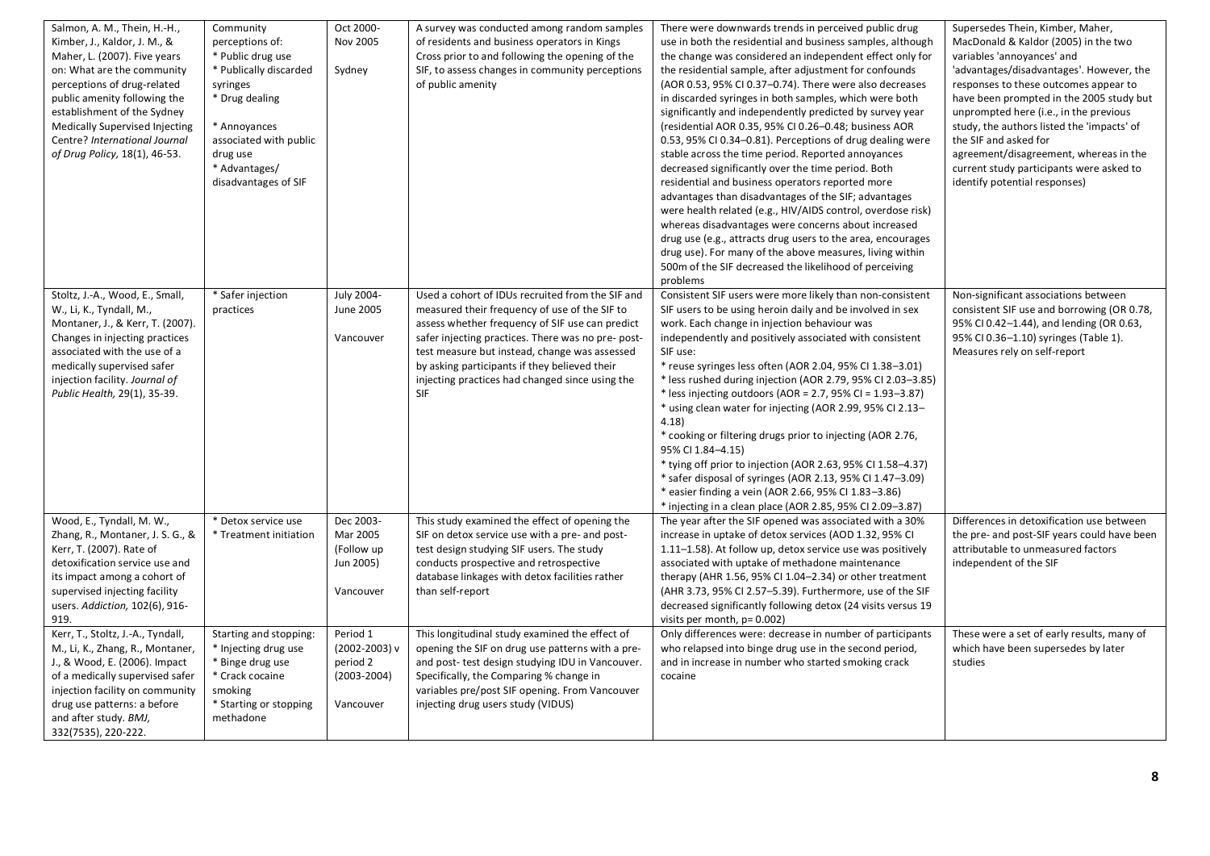| | | | | | |
|---|---|---|---|---|---|
| Salmon, A. M., Thein, H.-H., Kimber, J., Kaldor, J. M., & Maher, L. (2007). Five years on: What are the community perceptions of drug-related public amenity following the establishment of the Sydney Medically Supervised Injecting Centre? *International Journal of Drug Policy,* 18(1), 46-53. | Community perceptions of:<br>* Public drug use<br>* Publically discarded syringes<br>* Drug dealing<br><br>* Annoyances associated with public drug use<br>* Advantages/ disadvantages of SIF | Oct 2000-Nov 2005<br><br>Sydney | A survey was conducted among random samples of residents and business operators in Kings Cross prior to and following the opening of the SIF, to assess changes in community perceptions of public amenity | There were downwards trends in perceived public drug use in both the residential and business samples, although the change was considered an independent effect only for the residential sample, after adjustment for confounds (AOR 0.53, 95% CI 0.37–0.74). There were also decreases in discarded syringes in both samples, which were both significantly and independently predicted by survey year (residential AOR 0.35, 95% CI 0.26–0.48; business AOR 0.53, 95% CI 0.34–0.81). Perceptions of drug dealing were stable across the time period. Reported annoyances decreased significantly over the time period. Both residential and business operators reported more advantages than disadvantages of the SIF; advantages were health related (e.g., HIV/AIDS control, overdose risk) whereas disadvantages were concerns about increased drug use (e.g., attracts drug users to the area, encourages drug use). For many of the above measures, living within 500m of the SIF decreased the likelihood of perceiving problems | Supersedes Thein, Kimber, Maher, MacDonald & Kaldor (2005) in the two variables 'annoyances' and 'advantages/disadvantages'. However, the responses to these outcomes appear to have been prompted in the 2005 study but unprompted here (i.e., in the previous study, the authors listed the 'impacts' of the SIF and asked for agreement/disagreement, whereas in the current study participants were asked to identify potential responses) |
| Stoltz, J.-A., Wood, E., Small, W., Li, K., Tyndall, M., Montaner, J., & Kerr, T. (2007). Changes in injecting practices associated with the use of a medically supervised safer injection facility. *Journal of Public Health,* 29(1), 35-39. | * Safer injection practices | July 2004-June 2005<br><br>Vancouver | Used a cohort of IDUs recruited from the SIF and measured their frequency of use of the SIF to assess whether frequency of SIF use can predict safer injecting practices. There was no pre- post-test measure but instead, change was assessed by asking participants if they believed their injecting practices had changed since using the SIF | Consistent SIF users were more likely than non-consistent SIF users to be using heroin daily and be involved in sex work. Each change in injection behaviour was independently and positively associated with consistent SIF use:<br>* reuse syringes less often (AOR 2.04, 95% CI 1.38–3.01)<br>* less rushed during injection (AOR 2.79, 95% CI 2.03–3.85)<br>* less injecting outdoors (AOR = 2.7, 95% CI = 1.93–3.87)<br>* using clean water for injecting (AOR 2.99, 95% CI 2.13–4.18)<br>* cooking or filtering drugs prior to injecting (AOR 2.76, 95% CI 1.84–4.15)<br>* tying off prior to injection (AOR 2.63, 95% CI 1.58–4.37)<br>* safer disposal of syringes (AOR 2.13, 95% CI 1.47–3.09)<br>* easier finding a vein (AOR 2.66, 95% CI 1.83–3.86)<br>* injecting in a clean place (AOR 2.85, 95% CI 2.09–3.87) | Non-significant associations between consistent SIF use and borrowing (OR 0.78, 95% CI 0.42–1.44), and lending (OR 0.63, 95% CI 0.36–1.10) syringes (Table 1). Measures rely on self-report |
| Wood, E., Tyndall, M. W., Zhang, R., Montaner, J. S. G., & Kerr, T. (2007). Rate of detoxification service use and its impact among a cohort of supervised injecting facility users. *Addiction,* 102(6), 916-919. | * Detox service use<br>* Treatment initiation | Dec 2003-Mar 2005 (Follow up Jun 2005)<br><br>Vancouver | This study examined the effect of opening the SIF on detox service use with a pre- and post-test design studying SIF users. The study conducts prospective and retrospective database linkages with detox facilities rather than self-report | The year after the SIF opened was associated with a 30% increase in uptake of detox services (AOD 1.32, 95% CI 1.11–1.58). At follow up, detox service use was positively associated with uptake of methadone maintenance therapy (AHR 1.56, 95% CI 1.04–2.34) or other treatment (AHR 3.73, 95% CI 2.57–5.39). Furthermore, use of the SIF decreased significantly following detox (24 visits versus 19 visits per month, p= 0.002) | Differences in detoxification use between the pre- and post-SIF years could have been attributable to unmeasured factors independent of the SIF |
| Kerr, T., Stoltz, J.-A., Tyndall, M., Li, K., Zhang, R., Montaner, J., & Wood, E. (2006). Impact of a medically supervised safer injection facility on community drug use patterns: a before and after study. *BMJ,* 332(7535), 220-222. | Starting and stopping:<br>* Injecting drug use<br>* Binge drug use<br>* Crack cocaine smoking<br>* Starting or stopping methadone | Period 1 (2002-2003) v period 2 (2003-2004)<br><br>Vancouver | This longitudinal study examined the effect of opening the SIF on drug use patterns with a pre- and post- test design studying IDU in Vancouver. Specifically, the Comparing % change in variables pre/post SIF opening. From Vancouver injecting drug users study (VIDUS) | Only differences were: decrease in number of participants who relapsed into binge drug use in the second period, and in increase in number who started smoking crack cocaine | These were a set of early results, many of which have been supersedes by later studies |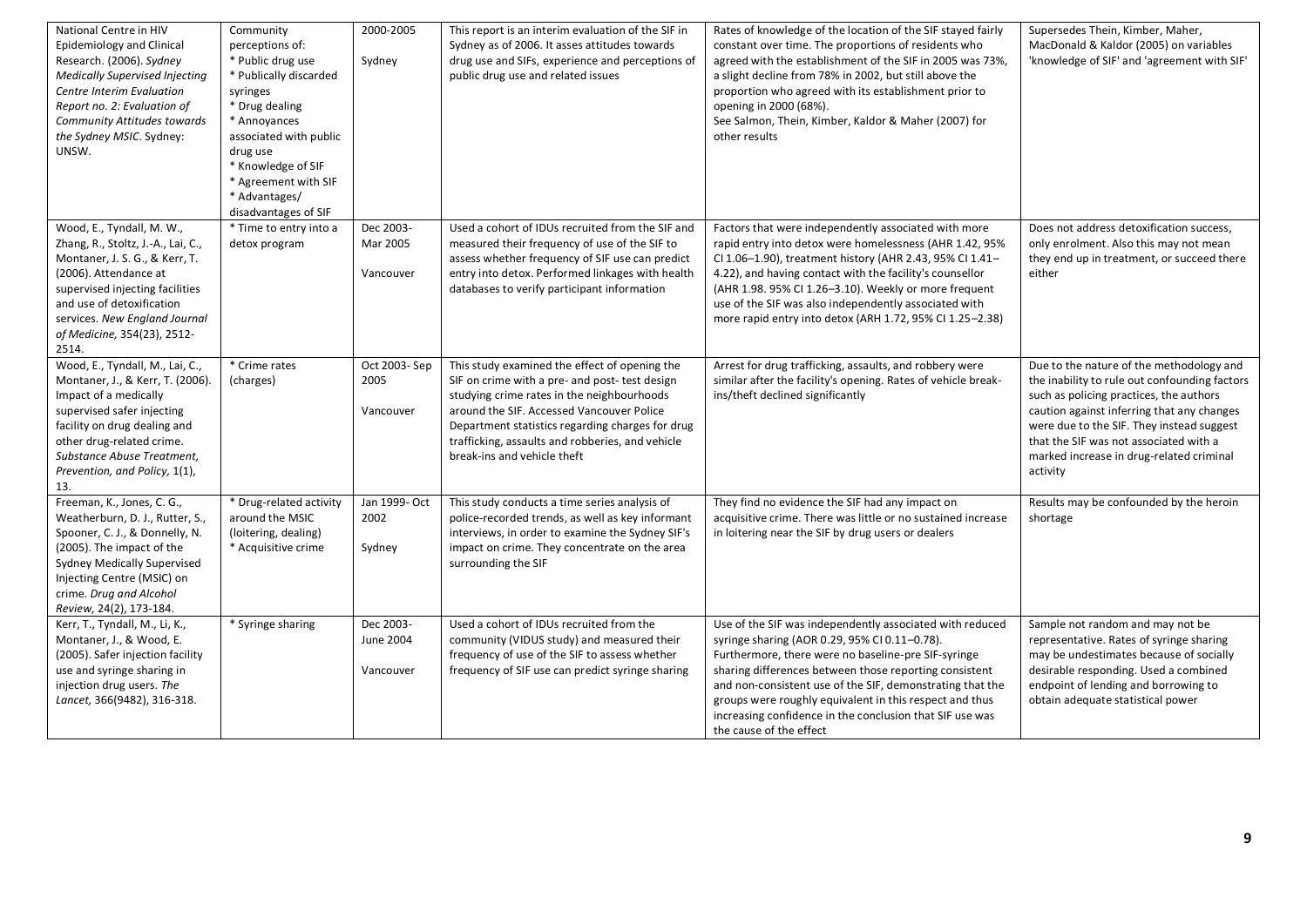| | | | | | |
|---|---|---|---|---|---|
| National Centre in HIV Epidemiology and Clinical Research. (2006). *Sydney Medically Supervised Injecting Centre Interim Evaluation Report no. 2: Evaluation of Community Attitudes towards the Sydney MSIC*. Sydney: UNSW. | Community perceptions of: <br>* Public drug use <br>* Publically discarded syringes <br>* Drug dealing <br>* Annoyances associated with public drug use <br>* Knowledge of SIF <br>* Agreement with SIF <br>* Advantages/ disadvantages of SIF | 2000-2005 <br><br>Sydney | This report is an interim evaluation of the SIF in Sydney as of 2006. It asses attitudes towards drug use and SIFs, experience and perceptions of public drug use and related issues | Rates of knowledge of the location of the SIF stayed fairly constant over time. The proportions of residents who agreed with the establishment of the SIF in 2005 was 73%, a slight decline from 78% in 2002, but still above the proportion who agreed with its establishment prior to opening in 2000 (68%). <br>See Salmon, Thein, Kimber, Kaldor & Maher (2007) for other results | Supersedes Thein, Kimber, Maher, MacDonald & Kaldor (2005) on variables 'knowledge of SIF' and 'agreement with SIF' |
| Wood, E., Tyndall, M. W., Zhang, R., Stoltz, J.-A., Lai, C., Montaner, J. S. G., & Kerr, T. (2006). Attendance at supervised injecting facilities and use of detoxification services. *New England Journal of Medicine*, 354(23), 2512-2514. | * Time to entry into a detox program | Dec 2003-Mar 2005 <br><br>Vancouver | Used a cohort of IDUs recruited from the SIF and measured their frequency of use of the SIF to assess whether frequency of SIF use can predict entry into detox. Performed linkages with health databases to verify participant information | Factors that were independently associated with more rapid entry into detox were homelessness (AHR 1.42, 95% CI 1.06–1.90), treatment history (AHR 2.43, 95% CI 1.41–4.22), and having contact with the facility's counsellor (AHR 1.98. 95% CI 1.26–3.10). Weekly or more frequent use of the SIF was also independently associated with more rapid entry into detox (ARH 1.72, 95% CI 1.25–2.38) | Does not address detoxification success, only enrolment. Also this may not mean they end up in treatment, or succeed there either |
| Wood, E., Tyndall, M., Lai, C., Montaner, J., & Kerr, T. (2006). Impact of a medically supervised safer injecting facility on drug dealing and other drug-related crime. *Substance Abuse Treatment, Prevention, and Policy*, 1(1), 13. | * Crime rates (charges) | Oct 2003- Sep 2005 <br><br>Vancouver | This study examined the effect of opening the SIF on crime with a pre- and post- test design studying crime rates in the neighbourhoods around the SIF. Accessed Vancouver Police Department statistics regarding charges for drug trafficking, assaults and robberies, and vehicle break-ins and vehicle theft | Arrest for drug trafficking, assaults, and robbery were similar after the facility's opening. Rates of vehicle break-ins/theft declined significantly | Due to the nature of the methodology and the inability to rule out confounding factors such as policing practices, the authors caution against inferring that any changes were due to the SIF. They instead suggest that the SIF was not associated with a marked increase in drug-related criminal activity |
| Freeman, K., Jones, C. G., Weatherburn, D. J., Rutter, S., Spooner, C. J., & Donnelly, N. (2005). The impact of the Sydney Medically Supervised Injecting Centre (MSIC) on crime. *Drug and Alcohol Review*, 24(2), 173-184. | * Drug-related activity around the MSIC (loitering, dealing) <br>* Acquisitive crime | Jan 1999- Oct 2002 <br><br>Sydney | This study conducts a time series analysis of police-recorded trends, as well as key informant interviews, in order to examine the Sydney SIF's impact on crime. They concentrate on the area surrounding the SIF | They find no evidence the SIF had any impact on acquisitive crime. There was little or no sustained increase in loitering near the SIF by drug users or dealers | Results may be confounded by the heroin shortage |
| Kerr, T., Tyndall, M., Li, K., Montaner, J., & Wood, E. (2005). Safer injection facility use and syringe sharing in injection drug users. *The Lancet*, 366(9482), 316-318. | * Syringe sharing | Dec 2003-June 2004 <br><br>Vancouver | Used a cohort of IDUs recruited from the community (VIDUS study) and measured their frequency of use of the SIF to assess whether frequency of SIF use can predict syringe sharing | Use of the SIF was independently associated with reduced syringe sharing (AOR 0.29, 95% CI 0.11–0.78). Furthermore, there were no baseline-pre SIF-syringe sharing differences between those reporting consistent and non-consistent use of the SIF, demonstrating that the groups were roughly equivalent in this respect and thus increasing confidence in the conclusion that SIF use was the cause of the effect | Sample not random and may not be representative. Rates of syringe sharing may be undestimates because of socially desirable responding. Used a combined endpoint of lending and borrowing to obtain adequate statistical power |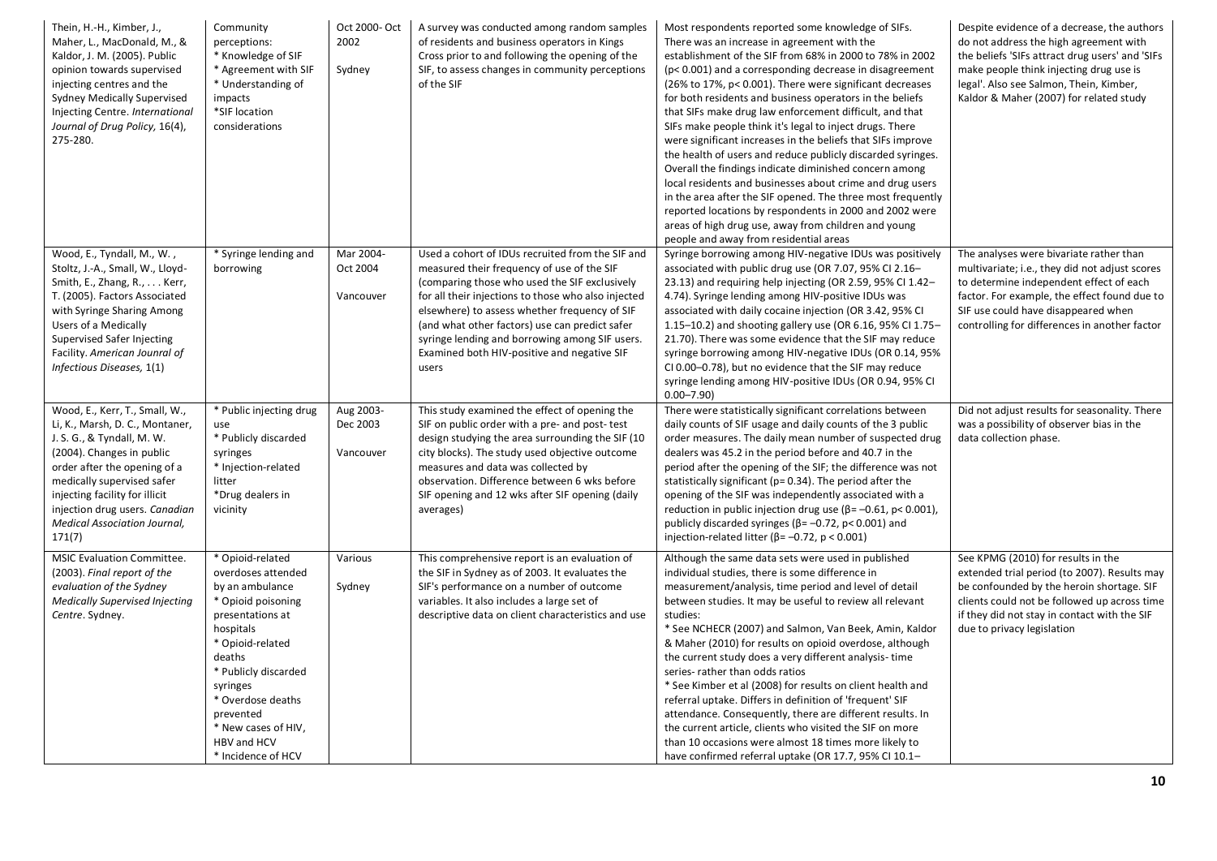| | | | | | |
|---|---|---|---|---|---|
| Thein, H.-H., Kimber, J., Maher, L., MacDonald, M., & Kaldor, J. M. (2005). Public opinion towards supervised injecting centres and the Sydney Medically Supervised Injecting Centre. *International Journal of Drug Policy, 16*(4), 275-280. | Community perceptions: * Knowledge of SIF * Agreement with SIF * Understanding of impacts *SIF location considerations | Oct 2000- Oct 2002<br><br>Sydney | A survey was conducted among random samples of residents and business operators in Kings Cross prior to and following the opening of the SIF, to assess changes in community perceptions of the SIF | Most respondents reported some knowledge of SIFs. There was an increase in agreement with the establishment of the SIF from 68% in 2000 to 78% in 2002 ($p < 0.001$) and a corresponding decrease in disagreement (26% to 17%, $p < 0.001$). There were significant decreases for both residents and business operators in the beliefs that SIFs make drug law enforcement difficult, and that SIFs make people think it's legal to inject drugs. There were significant increases in the beliefs that SIFs improve the health of users and reduce publicly discarded syringes. Overall the findings indicate diminished concern among local residents and businesses about crime and drug users in the area after the SIF opened. The three most frequently reported locations by respondents in 2000 and 2002 were areas of high drug use, away from children and young people and away from residential areas | Despite evidence of a decrease, the authors do not address the high agreement with the beliefs 'SIFs attract drug users' and 'SIFs make people think injecting drug use is legal'. Also see Salmon, Thein, Kimber, Kaldor & Maher (2007) for related study |
| Wood, E., Tyndall, M., W. , Stoltz, J.-A., Small, W., Lloyd-Smith, E., Zhang, R., . . . Kerr, T. (2005). Factors Associated with Syringe Sharing Among Users of a Medically Supervised Safer Injecting Facility. *American Jounral of Infectious Diseases, 1*(1) | * Syringe lending and borrowing | Mar 2004- Oct 2004<br><br>Vancouver | Used a cohort of IDUs recruited from the SIF and measured their frequency of use of the SIF (comparing those who used the SIF exclusively for all their injections to those who also injected elsewhere) to assess whether frequency of SIF (and what other factors) use can predict safer syringe lending and borrowing among SIF users. Examined both HIV-positive and negative SIF users | Syringe borrowing among HIV-negative IDUs was positively associated with public drug use (OR 7.07, 95% CI 2.16–23.13) and requiring help injecting (OR 2.59, 95% CI 1.42–4.74). Syringe lending among HIV-positive IDUs was associated with daily cocaine injection (OR 3.42, 95% CI 1.15–10.2) and shooting gallery use (OR 6.16, 95% CI 1.75–21.70). There was some evidence that the SIF may reduce syringe borrowing among HIV-negative IDUs (OR 0.14, 95% CI 0.00–0.78), but no evidence that the SIF may reduce syringe lending among HIV-positive IDUs (OR 0.94, 95% CI 0.00–7.90) | The analyses were bivariate rather than multivariate; i.e., they did not adjust scores to determine independent effect of each factor. For example, the effect found due to SIF use could have disappeared when controlling for differences in another factor |
| Wood, E., Kerr, T., Small, W., Li, K., Marsh, D. C., Montaner, J. S. G., & Tyndall, M. W. (2004). Changes in public order after the opening of a medically supervised safer injecting facility for illicit injection drug users. *Canadian Medical Association Journal, 171*(7) | * Public injecting drug use * Publicly discarded syringes * Injection-related litter *Drug dealers in vicinity | Aug 2003- Dec 2003<br><br>Vancouver | This study examined the effect of opening the SIF on public order with a pre- and post- test design studying the area surrounding the SIF (10 city blocks). The study used objective outcome measures and data was collected by observation. Difference between 6 wks before SIF opening and 12 wks after SIF opening (daily averages) | There were statistically significant correlations between daily counts of SIF usage and daily counts of the 3 public order measures. The daily mean number of suspected drug dealers was 45.2 in the period before and 40.7 in the period after the opening of the SIF; the difference was not statistically significant ($p = 0.34$). The period after the opening of the SIF was independently associated with a reduction in public injection drug use ($\beta = -0.61$, $p < 0.001$), publicly discarded syringes ($\beta = -0.72$, $p < 0.001$) and injection-related litter ($\beta = -0.72$, $p < 0.001$) | Did not adjust results for seasonality. There was a possibility of observer bias in the data collection phase. |
| MSIC Evaluation Committee. (2003). *Final report of the evaluation of the Sydney Medically Supervised Injecting Centre*. Sydney. | * Opioid-related overdoses attended by an ambulance * Opioid poisoning presentations at hospitals * Opioid-related deaths * Publicly discarded syringes * Overdose deaths prevented * New cases of HIV, HBV and HCV * Incidence of HCV | Various<br><br>Sydney | This comprehensive report is an evaluation of the SIF in Sydney as of 2003. It evaluates the SIF's performance on a number of outcome variables. It also includes a large set of descriptive data on client characteristics and use | Although the same data sets were used in published individual studies, there is some difference in measurement/analysis, time period and level of detail between studies. It may be useful to review all relevant studies: * See NCHECR (2007) and Salmon, Van Beek, Amin, Kaldor & Maher (2010) for results on opioid overdose, although the current study does a very different analysis- time series- rather than odds ratios * See Kimber et al (2008) for results on client health and referral uptake. Differs in definition of 'frequent' SIF attendance. Consequently, there are different results. In the current article, clients who visited the SIF on more than 10 occasions were almost 18 times more likely to have confirmed referral uptake (OR 17.7, 95% CI 10.1– | See KPMG (2010) for results in the extended trial period (to 2007). Results may be confounded by the heroin shortage. SIF clients could not be followed up across time if they did not stay in contact with the SIF due to privacy legislation |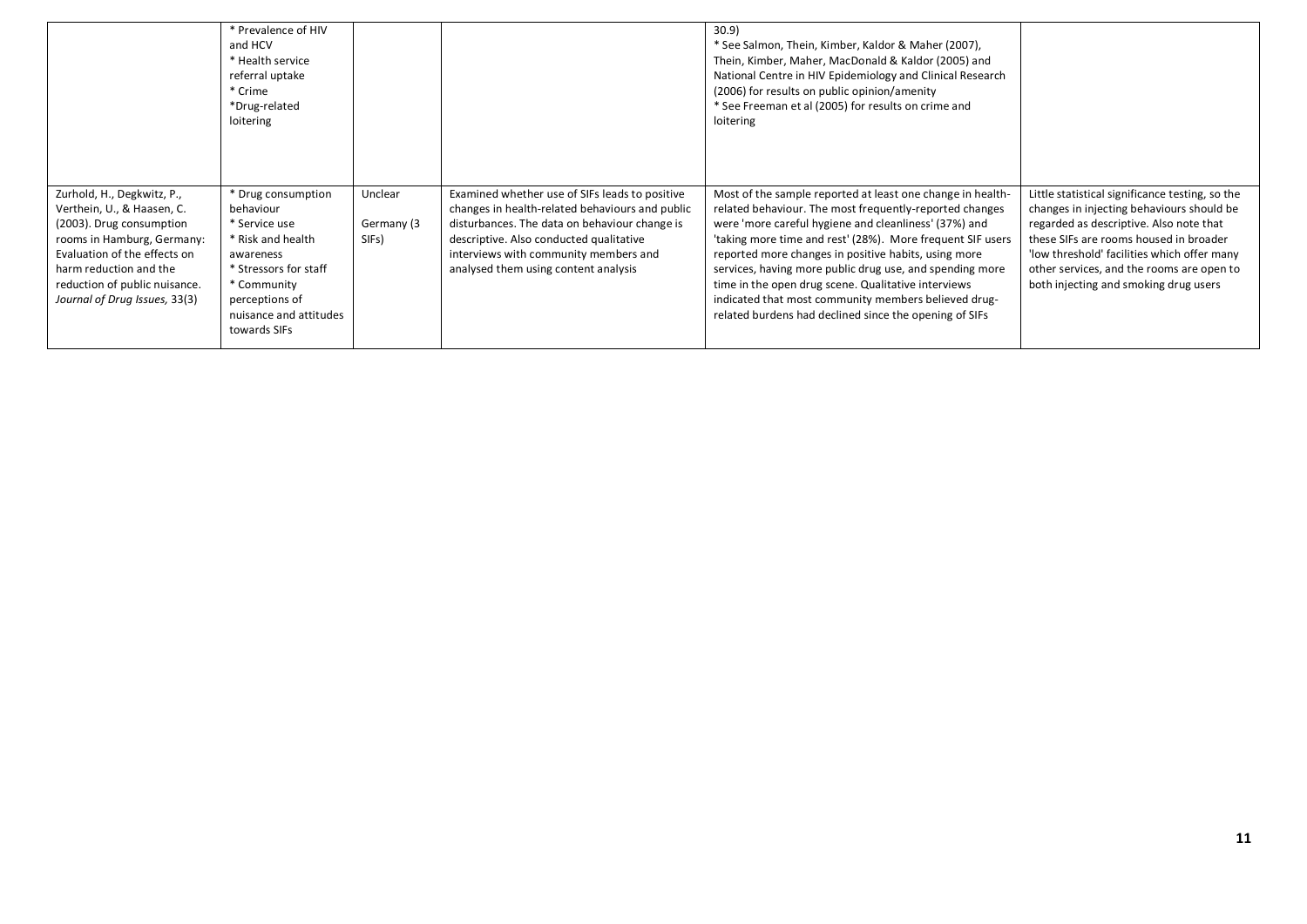| | | | | | |
|---|---|---|---|---|---|
| | * Prevalence of HIV and HCV<br>* Health service referral uptake<br>* Crime<br>*Drug-related loitering | | | 30.9)<br>* See Salmon, Thein, Kimber, Kaldor & Maher (2007), Thein, Kimber, Maher, MacDonald & Kaldor (2005) and National Centre in HIV Epidemiology and Clinical Research (2006) for results on public opinion/amenity<br>* See Freeman et al (2005) for results on crime and loitering | |
| Zurhold, H., Degkwitz, P., Verthein, U., & Haasen, C. (2003). Drug consumption rooms in Hamburg, Germany: Evaluation of the effects on harm reduction and the reduction of public nuisance. *Journal of Drug Issues,* 33(3) | * Drug consumption behaviour<br>* Service use<br>* Risk and health awareness<br>* Stressors for staff<br>* Community perceptions of nuisance and attitudes towards SIFs | Unclear<br><br>Germany (3 SIFs) | Examined whether use of SIFs leads to positive changes in health-related behaviours and public disturbances. The data on behaviour change is descriptive. Also conducted qualitative interviews with community members and analysed them using content analysis | Most of the sample reported at least one change in health-related behaviour. The most frequently-reported changes were 'more careful hygiene and cleanliness' (37%) and 'taking more time and rest' (28%). More frequent SIF users reported more changes in positive habits, using more services, having more public drug use, and spending more time in the open drug scene. Qualitative interviews indicated that most community members believed drug-related burdens had declined since the opening of SIFs | Little statistical significance testing, so the changes in injecting behaviours should be regarded as descriptive. Also note that these SIFs are rooms housed in broader 'low threshold' facilities which offer many other services, and the rooms are open to both injecting and smoking drug users |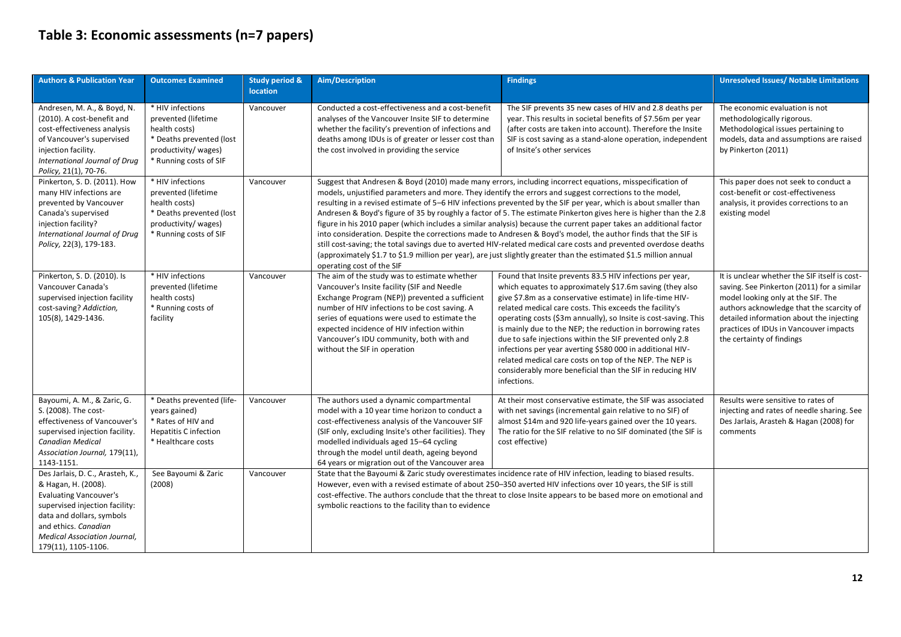# Table 3: Economic assessments (n=7 papers)

| Authors & Publication Year | Outcomes Examined | Study period & location | Aim/Description | Findings | Unresolved Issues/ Notable Limitations |
|---|---|---|---|---|---|
| Andresen, M. A., & Boyd, N. (2010). A cost-benefit and cost-effectiveness analysis of Vancouver's supervised injection facility. *International Journal of Drug Policy*, 21(1), 70-76. | * HIV infections prevented (lifetime health costs)<br>* Deaths prevented (lost productivity/ wages)<br>* Running costs of SIF | Vancouver | Conducted a cost-effectiveness and a cost-benefit analyses of the Vancouver Insite SIF to determine whether the facility's prevention of infections and deaths among IDUs is of greater or lesser cost than the cost involved in providing the service | The SIF prevents 35 new cases of HIV and 2.8 deaths per year. This results in societal benefits of \$7.56m per year (after costs are taken into account). Therefore the Insite SIF is cost saving as a stand-alone operation, independent of Insite's other services | The economic evaluation is not methodologically rigorous. Methodological issues pertaining to models, data and assumptions are raised by Pinkerton (2011) |
| Pinkerton, S. D. (2011). How many HIV infections are prevented by Vancouver Canada's supervised injection facility? *International Journal of Drug Policy*, 22(3), 179-183. | * HIV infections prevented (lifetime health costs)<br>* Deaths prevented (lost productivity/ wages)<br>* Running costs of SIF | Vancouver | Suggest that Andresen & Boyd (2010) made many errors, including incorrect equations, misspecification of models, unjustified parameters and more. They identify the errors and suggest corrections to the model, resulting in a revised estimate of 5–6 HIV infections prevented by the SIF per year, which is about smaller than Andresen & Boyd's figure of 35 by roughly a factor of 5. The estimate Pinkerton gives here is higher than the 2.8 figure in his 2010 paper (which includes a similar analysis) because the current paper takes an additional factor into consideration. Despite the corrections made to Andresen & Boyd's model, the author finds that the SIF is still cost-saving; the total savings due to averted HIV-related medical care costs and prevented overdose deaths (approximately \$1.7 to \$1.9 million per year), are just slightly greater than the estimated \$1.5 million annual operating cost of the SIF | | This paper does not seek to conduct a cost-benefit or cost-effectiveness analysis, it provides corrections to an existing model |
| Pinkerton, S. D. (2010). Is Vancouver Canada's supervised injection facility cost-saving? *Addiction*, 105(8), 1429-1436. | * HIV infections prevented (lifetime health costs)<br>* Running costs of facility | Vancouver | The aim of the study was to estimate whether Vancouver's Insite facility (SIF and Needle Exchange Program (NEP)) prevented a sufficient number of HIV infections to be cost saving. A series of equations were used to estimate the expected incidence of HIV infection within Vancouver's IDU community, both with and without the SIF in operation | Found that Insite prevents 83.5 HIV infections per year, which equates to approximately \$17.6m saving (they also give \$7.8m as a conservative estimate) in life-time HIV-related medical care costs. This exceeds the facility's operating costs (\$3m annually), so Insite is cost-saving. This is mainly due to the NEP; the reduction in borrowing rates due to safe injections within the SIF prevented only 2.8 infections per year averting \$580 000 in additional HIV-related medical care costs on top of the NEP. The NEP is considerably more beneficial than the SIF in reducing HIV infections. | It is unclear whether the SIF itself is cost-saving. See Pinkerton (2011) for a similar model looking only at the SIF. The authors acknowledge that the scarcity of detailed information about the injecting practices of IDUs in Vancouver impacts the certainty of findings |
| Bayoumi, A. M., & Zaric, G. S. (2008). The cost-effectiveness of Vancouver's supervised injection facility. *Canadian Medical Association Journal*, 179(11), 1143-1151. | * Deaths prevented (life-years gained)<br>* Rates of HIV and Hepatitis C infection<br>* Healthcare costs | Vancouver | The authors used a dynamic compartmental model with a 10 year time horizon to conduct a cost-effectiveness analysis of the Vancouver SIF (SIF only, excluding Insite's other facilities). They modelled individuals aged 15–64 cycling through the model until death, ageing beyond 64 years or migration out of the Vancouver area | At their most conservative estimate, the SIF was associated with net savings (incremental gain relative to no SIF) of almost \$14m and 920 life-years gained over the 10 years. The ratio for the SIF relative to no SIF dominated (the SIF is cost effective) | Results were sensitive to rates of injecting and rates of needle sharing. See Des Jarlais, Arasteh & Hagan (2008) for comments |
| Des Jarlais, D. C., Arasteh, K., & Hagan, H. (2008). Evaluating Vancouver's supervised injection facility: data and dollars, symbols and ethics. *Canadian Medical Association Journal*, 179(11), 1105-1106. | See Bayoumi & Zaric (2008) | Vancouver | State that the Bayoumi & Zaric study overestimates incidence rate of HIV infection, leading to biased results. However, even with a revised estimate of about 250–350 averted HIV infections over 10 years, the SIF is still cost-effective. The authors conclude that the threat to close Insite appears to be based more on emotional and symbolic reactions to the facility than to evidence | | |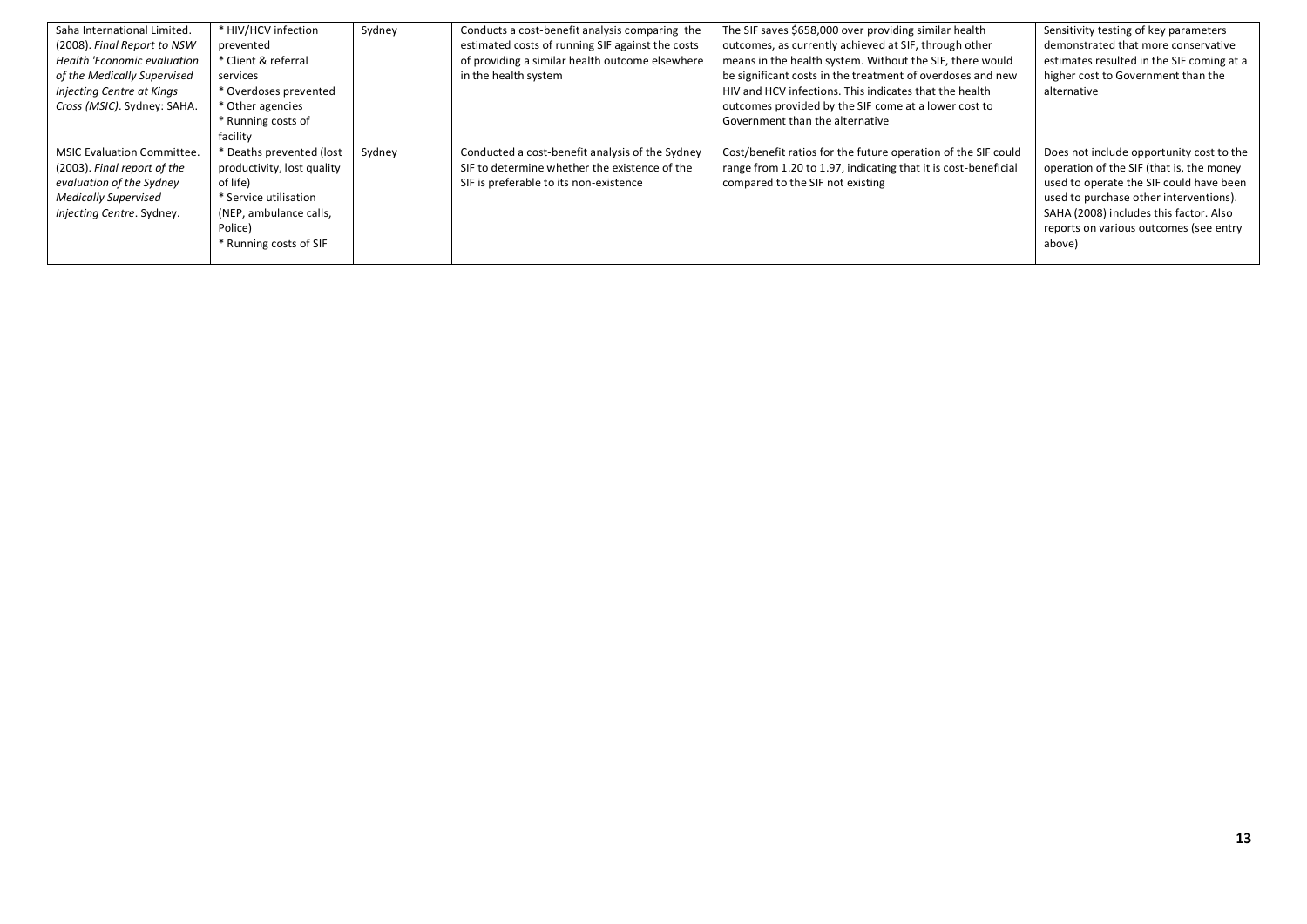| | | | | | |
|---|---|---|---|---|---|
| Saha International Limited. (2008). *Final Report to NSW Health 'Economic evaluation of the Medically Supervised Injecting Centre at Kings Cross (MSIC)*. Sydney: SAHA. | * HIV/HCV infection prevented<br>* Client & referral services<br>* Overdoses prevented<br>* Other agencies<br>* Running costs of facility | Sydney | Conducts a cost-benefit analysis comparing the estimated costs of running SIF against the costs of providing a similar health outcome elsewhere in the health system | The SIF saves $658,000 over providing similar health outcomes, as currently achieved at SIF, through other means in the health system. Without the SIF, there would be significant costs in the treatment of overdoses and new HIV and HCV infections. This indicates that the health outcomes provided by the SIF come at a lower cost to Government than the alternative | Sensitivity testing of key parameters demonstrated that more conservative estimates resulted in the SIF coming at a higher cost to Government than the alternative |
| MSIC Evaluation Committee. (2003). *Final report of the evaluation of the Sydney Medically Supervised Injecting Centre*. Sydney. | * Deaths prevented (lost productivity, lost quality of life)<br>* Service utilisation (NEP, ambulance calls, Police)<br>* Running costs of SIF | Sydney | Conducted a cost-benefit analysis of the Sydney SIF to determine whether the existence of the SIF is preferable to its non-existence | Cost/benefit ratios for the future operation of the SIF could range from 1.20 to 1.97, indicating that it is cost-beneficial compared to the SIF not existing | Does not include opportunity cost to the operation of the SIF (that is, the money used to operate the SIF could have been used to purchase other interventions). SAHA (2008) includes this factor. Also reports on various outcomes (see entry above) |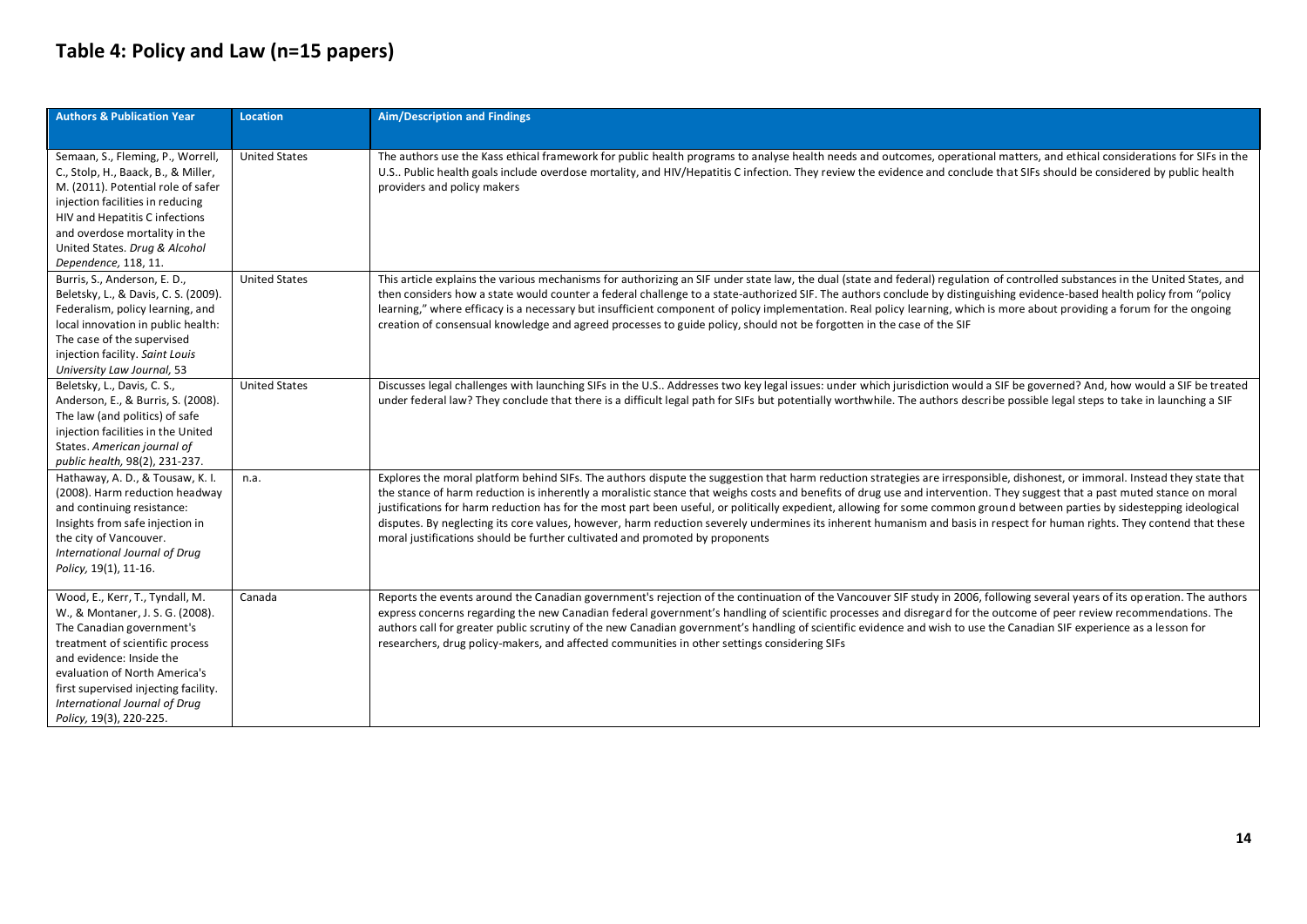# Table 4: Policy and Law (n=15 papers)

| Authors & Publication Year | Location | Aim/Description and Findings |
|---|---|---|
| Semaan, S., Fleming, P., Worrell, C., Stolp, H., Baack, B., & Miller, M. (2011). Potential role of safer injection facilities in reducing HIV and Hepatitis C infections and overdose mortality in the United States. *Drug & Alcohol Dependence*, 118, 11. | United States | The authors use the Kass ethical framework for public health programs to analyse health needs and outcomes, operational matters, and ethical considerations for SIFs in the U.S.. Public health goals include overdose mortality, and HIV/Hepatitis C infection. They review the evidence and conclude that SIFs should be considered by public health providers and policy makers |
| Burris, S., Anderson, E. D., Beletsky, L., & Davis, C. S. (2009). Federalism, policy learning, and local innovation in public health: The case of the supervised injection facility. *Saint Louis University Law Journal,* 53 | United States | This article explains the various mechanisms for authorizing an SIF under state law, the dual (state and federal) regulation of controlled substances in the United States, and then considers how a state would counter a federal challenge to a state-authorized SIF. The authors conclude by distinguishing evidence-based health policy from "policy learning," where efficacy is a necessary but insufficient component of policy implementation. Real policy learning, which is more about providing a forum for the ongoing creation of consensual knowledge and agreed processes to guide policy, should not be forgotten in the case of the SIF |
| Beletsky, L., Davis, C. S., Anderson, E., & Burris, S. (2008). The law (and politics) of safe injection facilities in the United States. *American journal of public health,* 98(2), 231-237. | United States | Discusses legal challenges with launching SIFs in the U.S.. Addresses two key legal issues: under which jurisdiction would a SIF be governed? And, how would a SIF be treated under federal law? They conclude that there is a difficult legal path for SIFs but potentially worthwhile. The authors describe possible legal steps to take in launching a SIF |
| Hathaway, A. D., & Tousaw, K. I. (2008). Harm reduction headway and continuing resistance: Insights from safe injection in the city of Vancouver. *International Journal of Drug Policy,* 19(1), 11-16. | n.a. | Explores the moral platform behind SIFs. The authors dispute the suggestion that harm reduction strategies are irresponsible, dishonest, or immoral. Instead they state that the stance of harm reduction is inherently a moralistic stance that weighs costs and benefits of drug use and intervention. They suggest that a past muted stance on moral justifications for harm reduction has for the most part been useful, or politically expedient, allowing for some common ground between parties by sidestepping ideological disputes. By neglecting its core values, however, harm reduction severely undermines its inherent humanism and basis in respect for human rights. They contend that these moral justifications should be further cultivated and promoted by proponents |
| Wood, E., Kerr, T., Tyndall, M. W., & Montaner, J. S. G. (2008). The Canadian government's treatment of scientific process and evidence: Inside the evaluation of North America's first supervised injecting facility. *International Journal of Drug Policy,* 19(3), 220-225. | Canada | Reports the events around the Canadian government's rejection of the continuation of the Vancouver SIF study in 2006, following several years of its operation. The authors express concerns regarding the new Canadian federal government's handling of scientific processes and disregard for the outcome of peer review recommendations. The authors call for greater public scrutiny of the new Canadian government's handling of scientific evidence and wish to use the Canadian SIF experience as a lesson for researchers, drug policy-makers, and affected communities in other settings considering SIFs |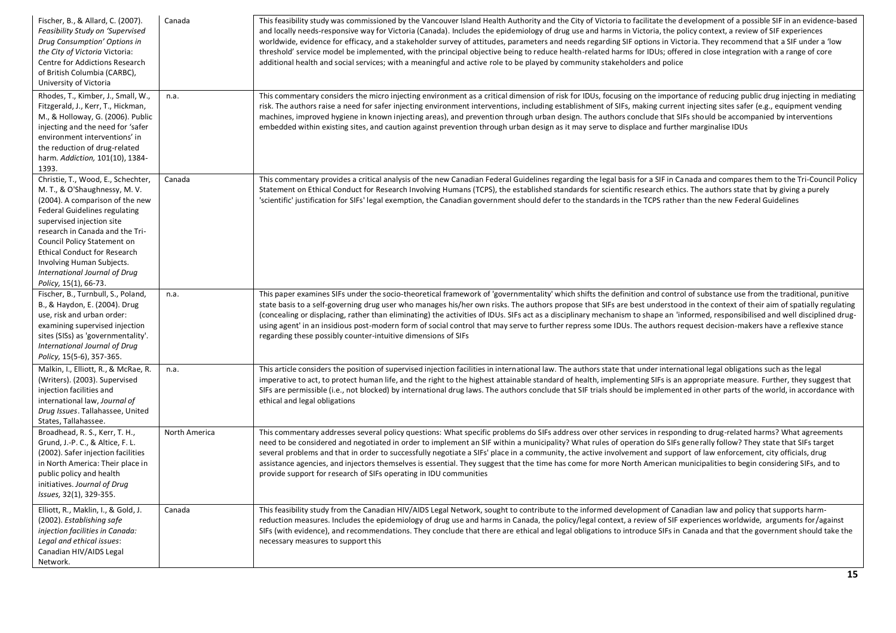| | | |
|---|---|---|
| Fischer, B., & Allard, C. (2007). *Feasibility Study on 'Supervised Drug Consumption' Options in the City of Victoria* Victoria: Centre for Addictions Research of British Columbia (CARBC), University of Victoria | Canada | This feasibility study was commissioned by the Vancouver Island Health Authority and the City of Victoria to facilitate the development of a possible SIF in an evidence-based and locally needs-responsive way for Victoria (Canada). Includes the epidemiology of drug use and harms in Victoria, the policy context, a review of SIF experiences worldwide, evidence for efficacy, and a stakeholder survey of attitudes, parameters and needs regarding SIF options in Victoria. They recommend that a SIF under a 'low threshold' service model be implemented, with the principal objective being to reduce health-related harms for IDUs; offered in close integration with a range of core additional health and social services; with a meaningful and active role to be played by community stakeholders and police |
| Rhodes, T., Kimber, J., Small, W., Fitzgerald, J., Kerr, T., Hickman, M., & Holloway, G. (2006). Public injecting and the need for 'safer environment interventions' in the reduction of drug-related harm. *Addiction,* 101(10), 1384-1393. | n.a. | This commentary considers the micro injecting environment as a critical dimension of risk for IDUs, focusing on the importance of reducing public drug injecting in mediating risk. The authors raise a need for safer injecting environment interventions, including establishment of SIFs, making current injecting sites safer (e.g., equipment vending machines, improved hygiene in known injecting areas), and prevention through urban design. The authors conclude that SIFs should be accompanied by interventions embedded within existing sites, and caution against prevention through urban design as it may serve to displace and further marginalise IDUs |
| Christie, T., Wood, E., Schechter, M. T., & O'Shaughnessy, M. V. (2004). A comparison of the new Federal Guidelines regulating supervised injection site research in Canada and the Tri-Council Policy Statement on Ethical Conduct for Research Involving Human Subjects. *International Journal of Drug Policy,* 15(1), 66-73. | Canada | This commentary provides a critical analysis of the new Canadian Federal Guidelines regarding the legal basis for a SIF in Canada and compares them to the Tri-Council Policy Statement on Ethical Conduct for Research Involving Humans (TCPS), the established standards for scientific research ethics. The authors state that by giving a purely 'scientific' justification for SIFs' legal exemption, the Canadian government should defer to the standards in the TCPS rather than the new Federal Guidelines |
| Fischer, B., Turnbull, S., Poland, B., & Haydon, E. (2004). Drug use, risk and urban order: examining supervised injection sites (SISs) as 'governmentality'. *International Journal of Drug Policy,* 15(5-6), 357-365. | n.a. | This paper examines SIFs under the socio-theoretical framework of 'governmentality' which shifts the definition and control of substance use from the traditional, punitive state basis to a self-governing drug user who manages his/her own risks. The authors propose that SIFs are best understood in the context of their aim of spatially regulating (concealing or displacing, rather than eliminating) the activities of IDUs. SIFs act as a disciplinary mechanism to shape an 'informed, responsibilised and well disciplined drug-using agent' in an insidious post-modern form of social control that may serve to further repress some IDUs. The authors request decision-makers have a reflexive stance regarding these possibly counter-intuitive dimensions of SIFs |
| Malkin, I., Elliott, R., & McRae, R. (Writers). (2003). Supervised injection facilities and international law, *Journal of Drug Issues*. Tallahassee, United States, Tallahassee. | n.a. | This article considers the position of supervised injection facilities in international law. The authors state that under international legal obligations such as the legal imperative to act, to protect human life, and the right to the highest attainable standard of health, implementing SIFs is an appropriate measure. Further, they suggest that SIFs are permissible (i.e., not blocked) by international drug laws. The authors conclude that SIF trials should be implemented in other parts of the world, in accordance with ethical and legal obligations |
| Broadhead, R. S., Kerr, T. H., Grund, J.-P. C., & Altice, F. L. (2002). Safer injection facilities in North America: Their place in public policy and health initiatives. *Journal of Drug Issues,* 32(1), 329-355. | North America | This commentary addresses several policy questions: What specific problems do SIFs address over other services in responding to drug-related harms? What agreements need to be considered and negotiated in order to implement an SIF within a municipality? What rules of operation do SIFs generally follow? They state that SIFs target several problems and that in order to successfully negotiate a SIFs' place in a community, the active involvement and support of law enforcement, city officials, drug assistance agencies, and injectors themselves is essential. They suggest that the time has come for more North American municipalities to begin considering SIFs, and to provide support for research of SIFs operating in IDU communities |
| Elliott, R., Maklin, I., & Gold, J. (2002). *Establishing safe injection facilities in Canada: Legal and ethical issues*: Canadian HIV/AIDS Legal Network. | Canada | This feasibility study from the Canadian HIV/AIDS Legal Network, sought to contribute to the informed development of Canadian law and policy that supports harm-reduction measures. Includes the epidemiology of drug use and harms in Canada, the policy/legal context, a review of SIF experiences worldwide, arguments for/against SIFs (with evidence), and recommendations. They conclude that there are ethical and legal obligations to introduce SIFs in Canada and that the government should take the necessary measures to support this |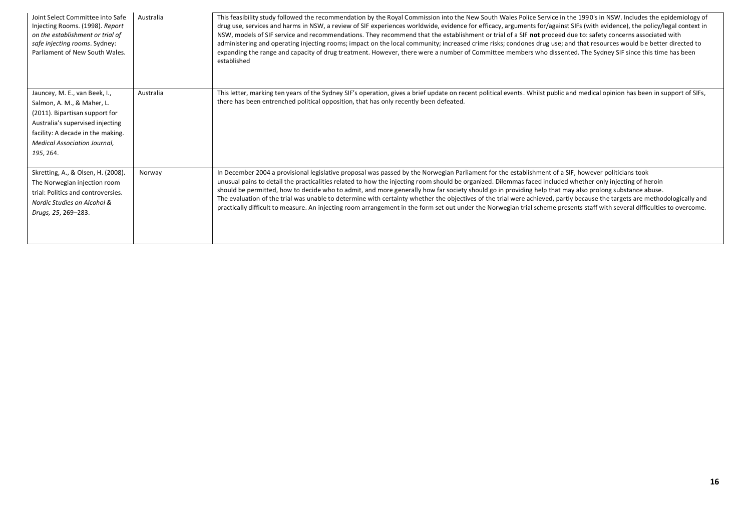| | | |
|---|---|---|
| Joint Select Committee into Safe Injecting Rooms. (1998). *Report on the establishment or trial of safe injecting rooms*. Sydney: Parliament of New South Wales. | Australia | This feasibility study followed the recommendation by the Royal Commission into the New South Wales Police Service in the 1990's in NSW. Includes the epidemiology of drug use, services and harms in NSW, a review of SIF experiences worldwide, evidence for efficacy, arguments for/against SIFs (with evidence), the policy/legal context in NSW, models of SIF service and recommendations. They recommend that the establishment or trial of a SIF **not** proceed due to: safety concerns associated with administering and operating injecting rooms; impact on the local community; increased crime risks; condones drug use; and that resources would be better directed to expanding the range and capacity of drug treatment. However, there were a number of Committee members who dissented. The Sydney SIF since this time has been established |
| Jauncey, M. E., van Beek, I., Salmon, A. M., & Maher, L. (2011). Bipartisan support for Australia's supervised injecting facility: A decade in the making. *Medical Association Journal, 195*, 264. | Australia | This letter, marking ten years of the Sydney SIF's operation, gives a brief update on recent political events. Whilst public and medical opinion has been in support of SIFs, there has been entrenched political opposition, that has only recently been defeated. |
| Skretting, A., & Olsen, H. (2008). The Norwegian injection room trial: Politics and controversies. *Nordic Studies on Alcohol & Drugs, 25*, 269–283. | Norway | In December 2004 a provisional legislative proposal was passed by the Norwegian Parliament for the establishment of a SIF, however politicians took unusual pains to detail the practicalities related to how the injecting room should be organized. Dilemmas faced included whether only injecting of heroin should be permitted, how to decide who to admit, and more generally how far society should go in providing help that may also prolong substance abuse. The evaluation of the trial was unable to determine with certainty whether the objectives of the trial were achieved, partly because the targets are methodologically and practically difficult to measure. An injecting room arrangement in the form set out under the Norwegian trial scheme presents staff with several difficulties to overcome. |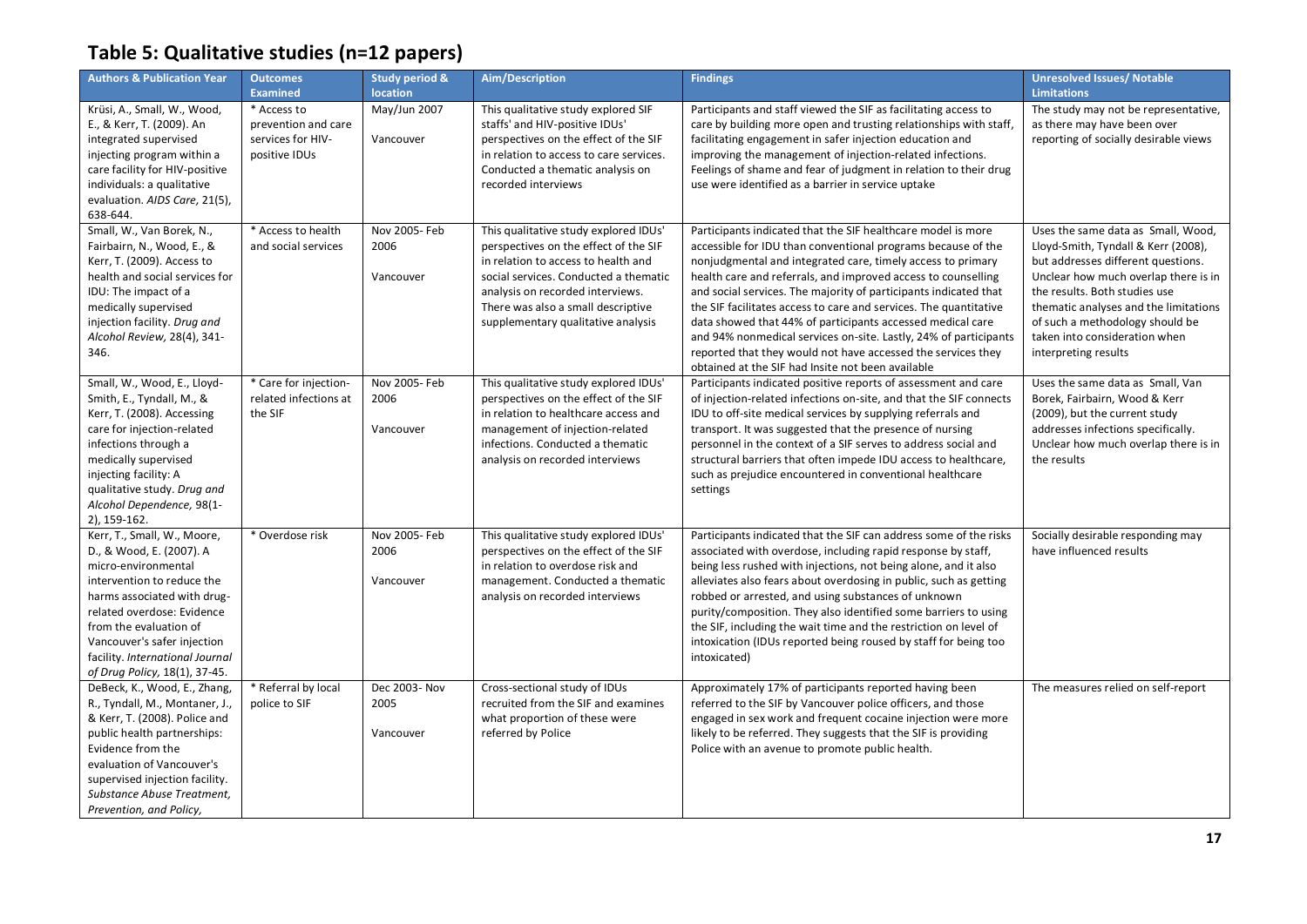## Table 5: Qualitative studies (n=12 papers)

| Authors & Publication Year | Outcomes Examined | Study period & location | Aim/Description | Findings | Unresolved Issues/ Notable Limitations |
|---|---|---|---|---|---|
| Krüsi, A., Small, W., Wood, E., & Kerr, T. (2009). An integrated supervised injecting program within a care facility for HIV-positive individuals: a qualitative evaluation. *AIDS Care,* 21(5), 638-644. | * Access to prevention and care services for HIV-positive IDUs | May/Jun 2007<br><br>Vancouver | This qualitative study explored SIF staffs' and HIV-positive IDUs' perspectives on the effect of the SIF in relation to access to care services. Conducted a thematic analysis on recorded interviews | Participants and staff viewed the SIF as facilitating access to care by building more open and trusting relationships with staff, facilitating engagement in safer injection education and improving the management of injection-related infections. Feelings of shame and fear of judgment in relation to their drug use were identified as a barrier in service uptake | The study may not be representative, as there may have been over reporting of socially desirable views |
| Small, W., Van Borek, N., Fairbairn, N., Wood, E., & Kerr, T. (2009). Access to health and social services for IDU: The impact of a medically supervised injection facility. *Drug and Alcohol Review,* 28(4), 341-346. | * Access to health and social services | Nov 2005- Feb 2006<br><br>Vancouver | This qualitative study explored IDUs' perspectives on the effect of the SIF in relation to access to health and social services. Conducted a thematic analysis on recorded interviews. There was also a small descriptive supplementary qualitative analysis | Participants indicated that the SIF healthcare model is more accessible for IDU than conventional programs because of the nonjudgmental and integrated care, timely access to primary health care and referrals, and improved access to counselling and social services. The majority of participants indicated that the SIF facilitates access to care and services. The quantitative data showed that 44% of participants accessed medical care and 94% nonmedical services on-site. Lastly, 24% of participants reported that they would not have accessed the services they obtained at the SIF had Insite not been available | Uses the same data as Small, Wood, Lloyd-Smith, Tyndall & Kerr (2008), but addresses different questions. Unclear how much overlap there is in the results. Both studies use thematic analyses and the limitations of such a methodology should be taken into consideration when interpreting results |
| Small, W., Wood, E., Lloyd-Smith, E., Tyndall, M., & Kerr, T. (2008). Accessing care for injection-related infections through a medically supervised injecting facility: A qualitative study. *Drug and Alcohol Dependence,* 98(1-2), 159-162. | * Care for injection-related infections at the SIF | Nov 2005- Feb 2006<br><br>Vancouver | This qualitative study explored IDUs' perspectives on the effect of the SIF in relation to healthcare access and management of injection-related infections. Conducted a thematic analysis on recorded interviews | Participants indicated positive reports of assessment and care of injection-related infections on-site, and that the SIF connects IDU to off-site medical services by supplying referrals and transport. It was suggested that the presence of nursing personnel in the context of a SIF serves to address social and structural barriers that often impede IDU access to healthcare, such as prejudice encountered in conventional healthcare settings | Uses the same data as Small, Van Borek, Fairbairn, Wood & Kerr (2009), but the current study addresses infections specifically. Unclear how much overlap there is in the results |
| Kerr, T., Small, W., Moore, D., & Wood, E. (2007). A micro-environmental intervention to reduce the harms associated with drug-related overdose: Evidence from the evaluation of Vancouver's safer injection facility. *International Journal of Drug Policy,* 18(1), 37-45. | * Overdose risk | Nov 2005- Feb 2006<br><br>Vancouver | This qualitative study explored IDUs' perspectives on the effect of the SIF in relation to overdose risk and management. Conducted a thematic analysis on recorded interviews | Participants indicated that the SIF can address some of the risks associated with overdose, including rapid response by staff, being less rushed with injections, not being alone, and it also alleviates also fears about overdosing in public, such as getting robbed or arrested, and using substances of unknown purity/composition. They also identified some barriers to using the SIF, including the wait time and the restriction on level of intoxication (IDUs reported being roused by staff for being too intoxicated) | Socially desirable responding may have influenced results |
| DeBeck, K., Wood, E., Zhang, R., Tyndall, M., Montaner, J., & Kerr, T. (2008). Police and public health partnerships: Evidence from the evaluation of Vancouver's supervised injection facility. *Substance Abuse Treatment, Prevention, and Policy,* | * Referral by local police to SIF | Dec 2003- Nov 2005<br><br>Vancouver | Cross-sectional study of IDUs recruited from the SIF and examines what proportion of these were referred by Police | Approximately 17% of participants reported having been referred to the SIF by Vancouver police officers, and those engaged in sex work and frequent cocaine injection were more likely to be referred. They suggests that the SIF is providing Police with an avenue to promote public health. | The measures relied on self-report |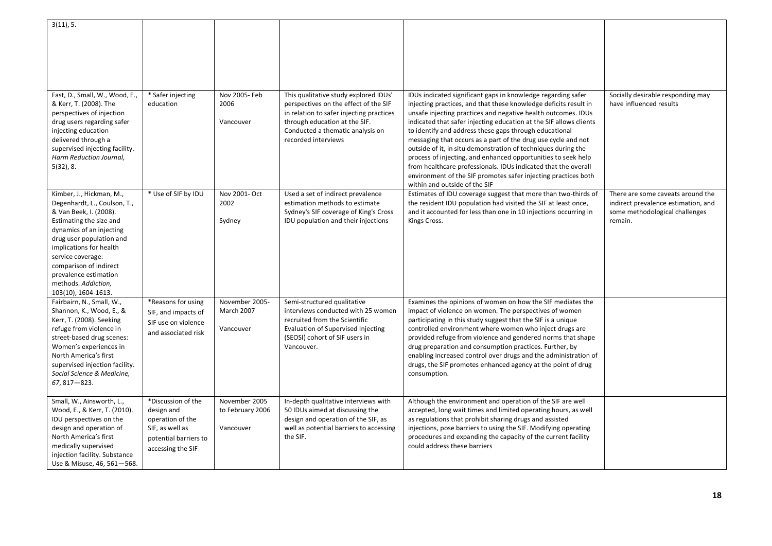| | | | | | |
|---|---|---|---|---|---|
| 3(11), 5. | | | | | |
| Fast, D., Small, W., Wood, E., & Kerr, T. (2008). The perspectives of injection drug users regarding safer injecting education delivered through a supervised injecting facility. *Harm Reduction Journal*, 5(32), 8. | * Safer injecting education | Nov 2005- Feb 2006<br><br>Vancouver | This qualitative study explored IDUs' perspectives on the effect of the SIF in relation to safer injecting practices through education at the SIF. Conducted a thematic analysis on recorded interviews | IDUs indicated significant gaps in knowledge regarding safer injecting practices, and that these knowledge deficits result in unsafe injecting practices and negative health outcomes. IDUs indicated that safer injecting education at the SIF allows clients to identify and address these gaps through educational messaging that occurs as a part of the drug use cycle and not outside of it, in situ demonstration of techniques during the process of injecting, and enhanced opportunities to seek help from healthcare professionals. IDUs indicated that the overall environment of the SIF promotes safer injecting practices both within and outside of the SIF | Socially desirable responding may have influenced results |
| Kimber, J., Hickman, M., Degenhardt, L., Coulson, T., & Van Beek, I. (2008). Estimating the size and dynamics of an injecting drug user population and implications for health service coverage: comparison of indirect prevalence estimation methods. *Addiction*, 103(10), 1604-1613. | * Use of SIF by IDU | Nov 2001- Oct 2002<br><br>Sydney | Used a set of indirect prevalence estimation methods to estimate Sydney's SIF coverage of King's Cross IDU population and their injections | Estimates of IDU coverage suggest that more than two-thirds of the resident IDU population had visited the SIF at least once, and it accounted for less than one in 10 injections occurring in Kings Cross. | There are some caveats around the indirect prevalence estimation, and some methodological challenges remain. |
| Fairbairn, N., Small, W., Shannon, K., Wood, E., & Kerr, T. (2008). Seeking refuge from violence in street-based drug scenes: Women's experiences in North America's first supervised injection facility. *Social Science & Medicine, 67*, 817—823. | *Reasons for using SIF, and impacts of SIF use on violence and associated risk | November 2005- March 2007<br><br>Vancouver | Semi-structured qualitative interviews conducted with 25 women recruited from the Scientific Evaluation of Supervised Injecting (SEOSI) cohort of SIF users in Vancouver. | Examines the opinions of women on how the SIF mediates the impact of violence on women. The perspectives of women participating in this study suggest that the SIF is a unique controlled environment where women who inject drugs are provided refuge from violence and gendered norms that shape drug preparation and consumption practices. Further, by enabling increased control over drugs and the administration of drugs, the SIF promotes enhanced agency at the point of drug consumption. | |
| Small, W., Ainsworth, L., Wood, E., & Kerr, T. (2010). IDU perspectives on the design and operation of North America's first medically supervised injection facility. Substance Use & Misuse, 46, 561—568. | *Discussion of the design and operation of the SIF, as well as potential barriers to accessing the SIF | November 2005 to February 2006<br><br>Vancouver | In-depth qualitative interviews with 50 IDUs aimed at discussing the design and operation of the SIF, as well as potential barriers to accessing the SIF. | Although the environment and operation of the SIF are well accepted, long wait times and limited operating hours, as well as regulations that prohibit sharing drugs and assisted injections, pose barriers to using the SIF. Modifying operating procedures and expanding the capacity of the current facility could address these barriers | |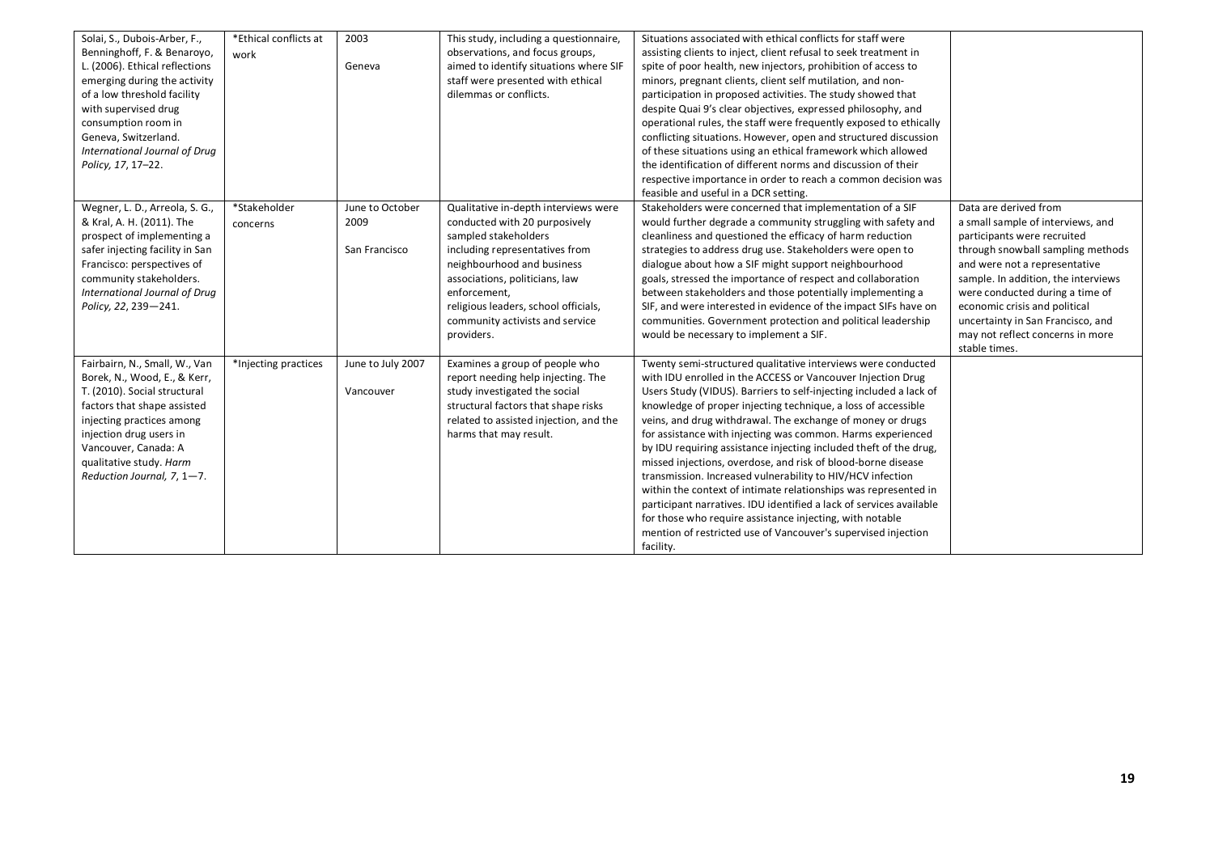| | | | | | |
|---|---|---|---|---|---|
| Solai, S., Dubois-Arber, F., Benninghoff, F. & Benaroyo, L. (2006). Ethical reflections emerging during the activity of a low threshold facility with supervised drug consumption room in Geneva, Switzerland. *International Journal of Drug Policy, 17*, 17–22. | *Ethical conflicts at work | 2003<br><br>Geneva | This study, including a questionnaire, observations, and focus groups, aimed to identify situations where SIF staff were presented with ethical dilemmas or conflicts. | Situations associated with ethical conflicts for staff were assisting clients to inject, client refusal to seek treatment in spite of poor health, new injectors, prohibition of access to minors, pregnant clients, client self mutilation, and non-participation in proposed activities. The study showed that despite Quai 9's clear objectives, expressed philosophy, and operational rules, the staff were frequently exposed to ethically conflicting situations. However, open and structured discussion of these situations using an ethical framework which allowed the identification of different norms and discussion of their respective importance in order to reach a common decision was feasible and useful in a DCR setting. | |
| Wegner, L. D., Arreola, S. G., & Kral, A. H. (2011). The prospect of implementing a safer injecting facility in San Francisco: perspectives of community stakeholders. *International Journal of Drug Policy, 22*, 239—241. | *Stakeholder concerns | June to October 2009<br><br>San Francisco | Qualitative in-depth interviews were conducted with 20 purposively sampled stakeholders including representatives from neighbourhood and business associations, politicians, law enforcement, religious leaders, school officials, community activists and service providers. | Stakeholders were concerned that implementation of a SIF would further degrade a community struggling with safety and cleanliness and questioned the efficacy of harm reduction strategies to address drug use. Stakeholders were open to dialogue about how a SIF might support neighbourhood goals, stressed the importance of respect and collaboration between stakeholders and those potentially implementing a SIF, and were interested in evidence of the impact SIFs have on communities. Government protection and political leadership would be necessary to implement a SIF. | Data are derived from a small sample of interviews, and participants were recruited through snowball sampling methods and were not a representative sample. In addition, the interviews were conducted during a time of economic crisis and political uncertainty in San Francisco, and may not reflect concerns in more stable times. |
| Fairbairn, N., Small, W., Van Borek, N., Wood, E., & Kerr, T. (2010). Social structural factors that shape assisted injecting practices among injection drug users in Vancouver, Canada: A qualitative study. *Harm Reduction Journal, 7*, 1—7. | *Injecting practices | June to July 2007<br><br>Vancouver | Examines a group of people who report needing help injecting. The study investigated the social structural factors that shape risks related to assisted injection, and the harms that may result. | Twenty semi-structured qualitative interviews were conducted with IDU enrolled in the ACCESS or Vancouver Injection Drug Users Study (VIDUS). Barriers to self-injecting included a lack of knowledge of proper injecting technique, a loss of accessible veins, and drug withdrawal. The exchange of money or drugs for assistance with injecting was common. Harms experienced by IDU requiring assistance injecting included theft of the drug, missed injections, overdose, and risk of blood-borne disease transmission. Increased vulnerability to HIV/HCV infection within the context of intimate relationships was represented in participant narratives. IDU identified a lack of services available for those who require assistance injecting, with notable mention of restricted use of Vancouver's supervised injection facility. | |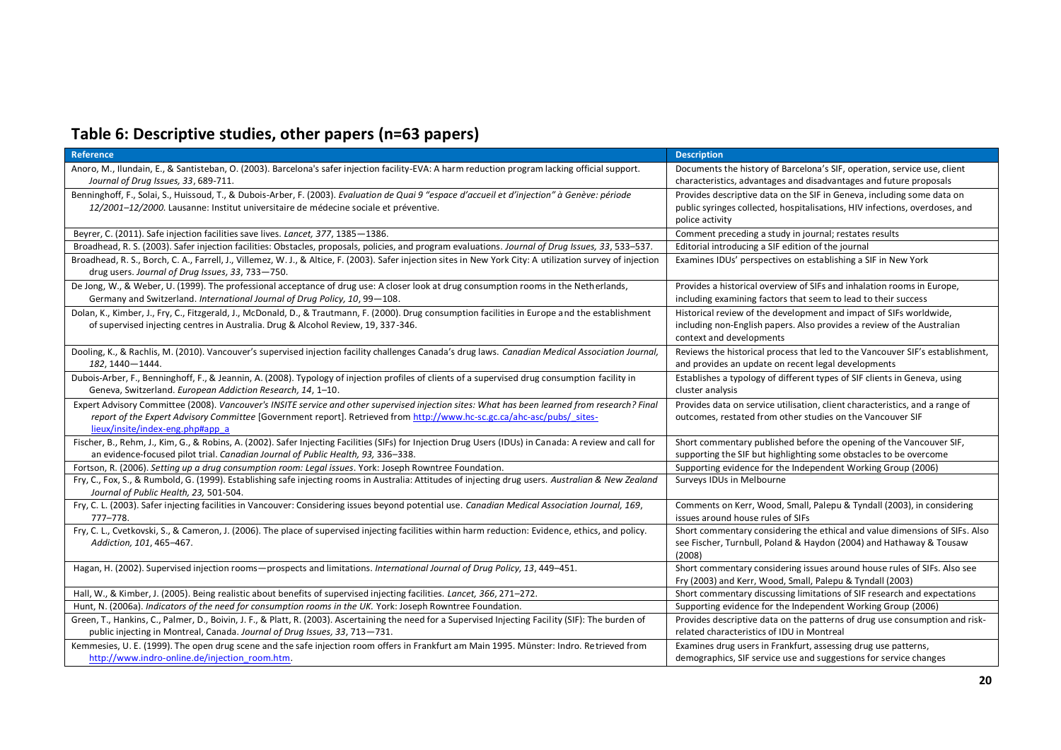## Table 6: Descriptive studies, other papers (n=63 papers)

| Reference | Description |
|---|---|
| Anoro, M., Ilundain, E., & Santisteban, O. (2003). Barcelona's safer injection facility-EVA: A harm reduction program lacking official support. *Journal of Drug Issues, 33*, 689-711. | Documents the history of Barcelona's SIF, operation, service use, client characteristics, advantages and disadvantages and future proposals |
| Benninghoff, F., Solai, S., Huissoud, T., & Dubois-Arber, F. (2003). *Evaluation de Quai 9 "espace d'accueil et d'injection" à Genève: période 12/2001–12/2000.* Lausanne: Institut universitaire de médecine sociale et préventive. | Provides descriptive data on the SIF in Geneva, including some data on public syringes collected, hospitalisations, HIV infections, overdoses, and police activity |
| Beyrer, C. (2011). Safe injection facilities save lives. *Lancet, 377*, 1385—1386. | Comment preceding a study in journal; restates results |
| Broadhead, R. S. (2003). Safer injection facilities: Obstacles, proposals, policies, and program evaluations. *Journal of Drug Issues, 33*, 533–537. | Editorial introducing a SIF edition of the journal |
| Broadhead, R. S., Borch, C. A., Farrell, J., Villemez, W. J., & Altice, F. (2003). Safer injection sites in New York City: A utilization survey of injection drug users. *Journal of Drug Issues, 33*, 733—750. | Examines IDUs' perspectives on establishing a SIF in New York |
| De Jong, W., & Weber, U. (1999). The professional acceptance of drug use: A closer look at drug consumption rooms in the Netherlands, Germany and Switzerland. *International Journal of Drug Policy, 10*, 99—108. | Provides a historical overview of SIFs and inhalation rooms in Europe, including examining factors that seem to lead to their success |
| Dolan, K., Kimber, J., Fry, C., Fitzgerald, J., McDonald, D., & Trautmann, F. (2000). Drug consumption facilities in Europe and the establishment of supervised injecting centres in Australia. Drug & Alcohol Review, 19, 337-346. | Historical review of the development and impact of SIFs worldwide, including non-English papers. Also provides a review of the Australian context and developments |
| Dooling, K., & Rachlis, M. (2010). Vancouver's supervised injection facility challenges Canada's drug laws. *Canadian Medical Association Journal, 182*, 1440—1444. | Reviews the historical process that led to the Vancouver SIF's establishment, and provides an update on recent legal developments |
| Dubois-Arber, F., Benninghoff, F., & Jeannin, A. (2008). Typology of injection profiles of clients of a supervised drug consumption facility in Geneva, Switzerland. *European Addiction Research, 14*, 1–10. | Establishes a typology of different types of SIF clients in Geneva, using cluster analysis |
| Expert Advisory Committee (2008). *Vancouver's INSITE service and other supervised injection sites: What has been learned from research? Final report of the Expert Advisory Committee* [Government report]. Retrieved from http://www.hc-sc.gc.ca/ahc-asc/pubs/_sites-lieux/insite/index-eng.php#app_a | Provides data on service utilisation, client characteristics, and a range of outcomes, restated from other studies on the Vancouver SIF |
| Fischer, B., Rehm, J., Kim, G., & Robins, A. (2002). Safer Injecting Facilities (SIFs) for Injection Drug Users (IDUs) in Canada: A review and call for an evidence-focused pilot trial. *Canadian Journal of Public Health, 93,* 336–338. | Short commentary published before the opening of the Vancouver SIF, supporting the SIF but highlighting some obstacles to be overcome |
| Fortson, R. (2006). *Setting up a drug consumption room: Legal issues*. York: Joseph Rowntree Foundation. | Supporting evidence for the Independent Working Group (2006) |
| Fry, C., Fox, S., & Rumbold, G. (1999). Establishing safe injecting rooms in Australia: Attitudes of injecting drug users. *Australian & New Zealand Journal of Public Health, 23,* 501-504. | Surveys IDUs in Melbourne |
| Fry, C. L. (2003). Safer injecting facilities in Vancouver: Considering issues beyond potential use. *Canadian Medical Association Journal, 169*, 777–778. | Comments on Kerr, Wood, Small, Palepu & Tyndall (2003), in considering issues around house rules of SIFs |
| Fry, C. L., Cvetkovski, S., & Cameron, J. (2006). The place of supervised injecting facilities within harm reduction: Evidence, ethics, and policy. *Addiction, 101*, 465–467. | Short commentary considering the ethical and value dimensions of SIFs. Also see Fischer, Turnbull, Poland & Haydon (2004) and Hathaway & Tousaw (2008) |
| Hagan, H. (2002). Supervised injection rooms—prospects and limitations. *International Journal of Drug Policy, 13*, 449–451. | Short commentary considering issues around house rules of SIFs. Also see Fry (2003) and Kerr, Wood, Small, Palepu & Tyndall (2003) |
| Hall, W., & Kimber, J. (2005). Being realistic about benefits of supervised injecting facilities. *Lancet, 366*, 271–272. | Short commentary discussing limitations of SIF research and expectations |
| Hunt, N. (2006a). *Indicators of the need for consumption rooms in the UK*. York: Joseph Rowntree Foundation. | Supporting evidence for the Independent Working Group (2006) |
| Green, T., Hankins, C., Palmer, D., Boivin, J. F., & Platt, R. (2003). Ascertaining the need for a Supervised Injecting Facility (SIF): The burden of public injecting in Montreal, Canada. *Journal of Drug Issues, 33*, 713—731. | Provides descriptive data on the patterns of drug use consumption and risk-related characteristics of IDU in Montreal |
| Kemmesies, U. E. (1999). The open drug scene and the safe injection room offers in Frankfurt am Main 1995. Münster: Indro. Retrieved from http://www.indro-online.de/injection_room.htm. | Examines drug users in Frankfurt, assessing drug use patterns, demographics, SIF service use and suggestions for service changes |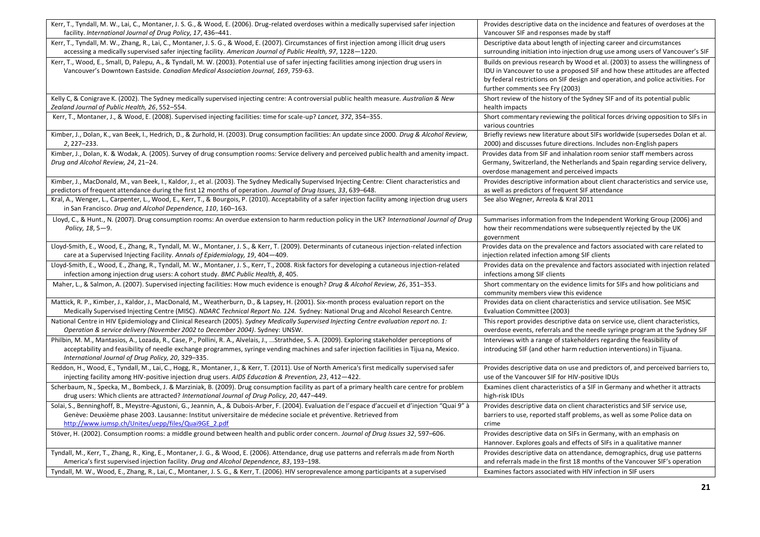| | |
|---|---|
| Kerr, T., Tyndall, M. W., Lai, C., Montaner, J. S. G., & Wood, E. (2006). Drug-related overdoses within a medically supervised safer injection facility. *International Journal of Drug Policy, 17*, 436–441. | Provides descriptive data on the incidence and features of overdoses at the Vancouver SIF and responses made by staff |
| Kerr, T., Tyndall, M. W., Zhang, R., Lai, C., Montaner, J. S. G., & Wood, E. (2007). Circumstances of first injection among illicit drug users accessing a medically supervised safer injecting facility. *American Journal of Public Health, 97*, 1228—1220. | Descriptive data about length of injecting career and circumstances surrounding initiation into injection drug use among users of Vancouver's SIF |
| Kerr, T., Wood, E., Small, D, Palepu, A., & Tyndall, M. W. (2003). Potential use of safer injecting facilities among injection drug users in Vancouver's Downtown Eastside. *Canadian Medical Association Journal, 169*, 759-63. | Builds on previous research by Wood et al. (2003) to assess the willingness of IDU in Vancouver to use a proposed SIF and how these attitudes are affected by federal restrictions on SIF design and operation, and police activities. For further comments see Fry (2003) |
| Kelly C, & Conigrave K. (2002). The Sydney medically supervised injecting centre: A controversial public health measure. *Australian & New Zealand Journal of Public Health, 26*, 552–554. | Short review of the history of the Sydney SIF and of its potential public health impacts |
| Kerr, T., Montaner, J., & Wood, E. (2008). Supervised injecting facilities: time for scale-up? *Lancet, 372*, 354–355. | Short commentary reviewing the political forces driving opposition to SIFs in various countries |
| Kimber, J., Dolan, K., van Beek, I., Hedrich, D., & Zurhold, H. (2003). Drug consumption facilities: An update since 2000. *Drug & Alcohol Review, 2*, 227–233. | Briefly reviews new literature about SIFs worldwide (supersedes Dolan et al. 2000) and discusses future directions. Includes non-English papers |
| Kimber, J., Dolan, K. & Wodak, A. (2005). Survey of drug consumption rooms: Service delivery and perceived public health and amenity impact. *Drug and Alcohol Review, 24*, 21–24. | Provides data from SIF and inhalation room senior staff members across Germany, Switzerland, the Netherlands and Spain regarding service delivery, overdose management and perceived impacts |
| Kimber, J., MacDonald, M., van Beek, I., Kaldor, J., et al. (2003). The Sydney Medically Supervised Injecting Centre: Client characteristics and predictors of frequent attendance during the first 12 months of operation. *Journal of Drug Issues, 33*, 639–648. | Provides descriptive information about client characteristics and service use, as well as predictors of frequent SIF attendance |
| Kral, A., Wenger, L., Carpenter, L., Wood, E., Kerr, T., & Bourgois, P. (2010). Acceptability of a safer injection facility among injection drug users in San Francisco. *Drug and Alcohol Dependence, 110*, 160–163. | See also Wegner, Arreola & Kral 2011 |
| Lloyd, C., & Hunt., N. (2007). Drug consumption rooms: An overdue extension to harm reduction policy in the UK? *International Journal of Drug Policy, 18*, 5—9. | Summarises information from the Independent Working Group (2006) and how their recommendations were subsequently rejected by the UK government |
| Lloyd-Smith, E., Wood, E., Zhang, R., Tyndall, M. W., Montaner, J. S., & Kerr, T. (2009). Determinants of cutaneous injection-related infection care at a Supervised Injecting Facility. *Annals of Epidemiology, 19*, 404—409. | Provides data on the prevalence and factors associated with care related to injection related infection among SIF clients |
| Lloyd-Smith, E., Wood, E., Zhang, R., Tyndall, M. W., Montaner, J. S., Kerr, T., 2008. Risk factors for developing a cutaneous injection-related infection among injection drug users: A cohort study. *BMC Public Health, 8*, 405. | Provides data on the prevalence and factors associated with injection related infections among SIF clients |
| Maher, L., & Salmon, A. (2007). Supervised injecting facilities: How much evidence is enough? *Drug & Alcohol Review, 26*, 351–353. | Short commentary on the evidence limits for SIFs and how politicians and community members view this evidence |
| Mattick, R. P., Kimber, J., Kaldor, J., MacDonald, M., Weatherburn, D., & Lapsey, H. (2001). Six-month process evaluation report on the Medically Supervised Injecting Centre (MISC). *NDARC Technical Report No. 124.* Sydney: National Drug and Alcohol Research Centre. | Provides data on client characteristics and service utilisation. See MSIC Evaluation Committee (2003) |
| National Centre in HIV Epidemiology and Clinical Research (2005). *Sydney Medically Supervised Injecting Centre evaluation report no. 1: Operation & service delivery (November 2002 to December 2004)*. Sydney: UNSW. | This report provides descriptive data on service use, client characteristics, overdose events, referrals and the needle syringe program at the Sydney SIF |
| Philbin, M. M., Mantasios, A., Lozada, R., Case, P., Pollini, R. A., Alvelais, J., ...Strathdee, S. A. (2009). Exploring stakeholder perceptions of acceptability and feasibility of needle exchange programmes, syringe vending machines and safer injection facilities in Tijuana, Mexico. *International Journal of Drug Policy, 20*, 329–335. | Interviews with a range of stakeholders regarding the feasibility of introducing SIF (and other harm reduction interventions) in Tijuana. |
| Reddon, H., Wood, E., Tyndall, M., Lai, C., Hogg, R., Montaner, J., & Kerr, T. (2011). Use of North America's first medically supervised safer injecting facility among HIV-positive injection drug users. *AIDS Education & Prevention, 23*, 412—422. | Provides descriptive data on use and predictors of, and perceived barriers to, use of the Vancouver SIF for HIV-positive IDUs |
| Scherbaum, N., Specka, M., Bombeck, J. & Marziniak, B. (2009). Drug consumption facility as part of a primary health care centre for problem drug users: Which clients are attracted? *International Journal of Drug Policy, 20*, 447–449. | Examines client characteristics of a SIF in Germany and whether it attracts high-risk IDUs |
| Solai, S., Benninghoff, B., Meystre-Agustoni, G., Jeannin, A., & Dubois-Arber, F. (2004). Evaluation de l'espace d'accueil et d'injection "Quai 9" à Genève: Deuxième phase 2003. Lausanne: Institut universitaire de médecine sociale et préventive. Retrieved from http://www.iumsp.ch/Unites/uepp/files/Quai9GE_2.pdf | Provides descriptive data on client characteristics and SIF service use, barriers to use, reported staff problems, as well as some Police data on crime |
| Stöver, H. (2002). Consumption rooms: a middle ground between health and public order concern. *Journal of Drug Issues 32*, 597–606. | Provides descriptive data on SIFs in Germany, with an emphasis on Hannover. Explores goals and effects of SIFs in a qualitative manner |
| Tyndall, M., Kerr, T., Zhang, R., King, E., Montaner, J. G., & Wood, E. (2006). Attendance, drug use patterns and referrals made from North America's first supervised injection facility. *Drug and Alcohol Dependence, 83*, 193–198. | Provides descriptive data on attendance, demographics, drug use patterns and referrals made in the first 18 months of the Vancouver SIF's operation |
| Tyndall, M. W., Wood, E., Zhang, R., Lai, C., Montaner, J. S. G., & Kerr, T. (2006). HIV seroprevalence among participants at a supervised | Examines factors associated with HIV infection in SIF users |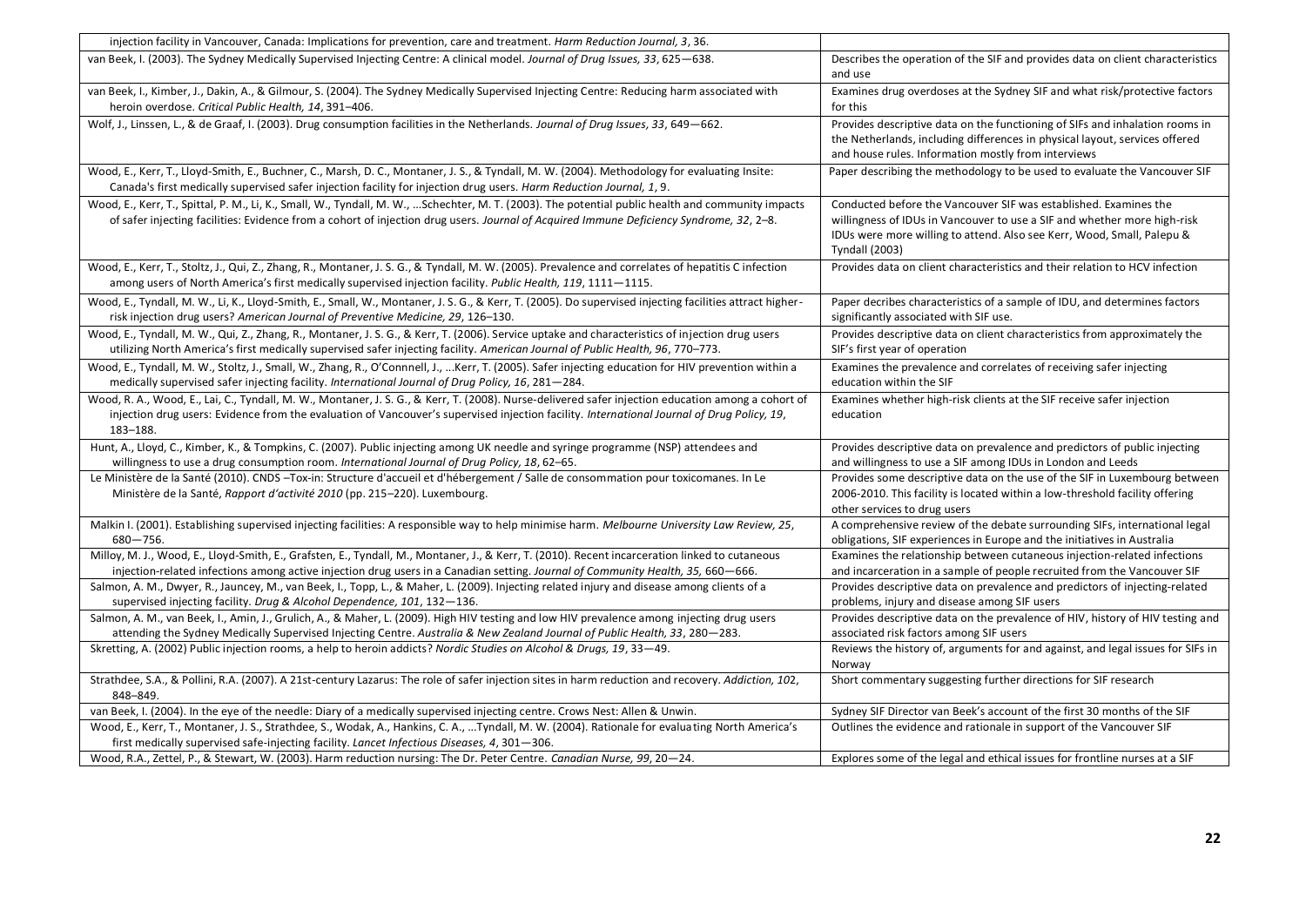| | |
|---|---|
| injection facility in Vancouver, Canada: Implications for prevention, care and treatment. *Harm Reduction Journal, 3*, 36. | |
| van Beek, I. (2003). The Sydney Medically Supervised Injecting Centre: A clinical model. *Journal of Drug Issues, 33*, 625—638. | Describes the operation of the SIF and provides data on client characteristics and use |
| van Beek, I., Kimber, J., Dakin, A., & Gilmour, S. (2004). The Sydney Medically Supervised Injecting Centre: Reducing harm associated with heroin overdose. *Critical Public Health, 14*, 391–406. | Examines drug overdoses at the Sydney SIF and what risk/protective factors for this |
| Wolf, J., Linssen, L., & de Graaf, I. (2003). Drug consumption facilities in the Netherlands. *Journal of Drug Issues, 33*, 649—662. | Provides descriptive data on the functioning of SIFs and inhalation rooms in the Netherlands, including differences in physical layout, services offered and house rules. Information mostly from interviews |
| Wood, E., Kerr, T., Lloyd-Smith, E., Buchner, C., Marsh, D. C., Montaner, J. S., & Tyndall, M. W. (2004). Methodology for evaluating Insite: Canada's first medically supervised safer injection facility for injection drug users. *Harm Reduction Journal, 1*, 9. | Paper describing the methodology to be used to evaluate the Vancouver SIF |
| Wood, E., Kerr, T., Spittal, P. M., Li, K., Small, W., Tyndall, M. W., …Schechter, M. T. (2003). The potential public health and community impacts of safer injecting facilities: Evidence from a cohort of injection drug users. *Journal of Acquired Immune Deficiency Syndrome, 32*, 2–8. | Conducted before the Vancouver SIF was established. Examines the willingness of IDUs in Vancouver to use a SIF and whether more high-risk IDUs were more willing to attend. Also see Kerr, Wood, Small, Palepu & Tyndall (2003) |
| Wood, E., Kerr, T., Stoltz, J., Qui, Z., Zhang, R., Montaner, J. S. G., & Tyndall, M. W. (2005). Prevalence and correlates of hepatitis C infection among users of North America's first medically supervised injection facility. *Public Health, 119*, 1111—1115. | Provides data on client characteristics and their relation to HCV infection |
| Wood, E., Tyndall, M. W., Li, K., Lloyd-Smith, E., Small, W., Montaner, J. S. G., & Kerr, T. (2005). Do supervised injecting facilities attract higher-risk injection drug users? *American Journal of Preventive Medicine, 29*, 126–130. | Paper decribes characteristics of a sample of IDU, and determines factors significantly associated with SIF use. |
| Wood, E., Tyndall, M. W., Qui, Z., Zhang, R., Montaner, J. S. G., & Kerr, T. (2006). Service uptake and characteristics of injection drug users utilizing North America's first medically supervised safer injecting facility. *American Journal of Public Health, 96*, 770–773. | Provides descriptive data on client characteristics from approximately the SIF's first year of operation |
| Wood, E., Tyndall, M. W., Stoltz, J., Small, W., Zhang, R., O'Connell, J., …Kerr, T. (2005). Safer injecting education for HIV prevention within a medically supervised safer injecting facility. *International Journal of Drug Policy, 16*, 281—284. | Examines the prevalence and correlates of receiving safer injecting education within the SIF |
| Wood, R. A., Wood, E., Lai, C., Tyndall, M. W., Montaner, J. S. G., & Kerr, T. (2008). Nurse-delivered safer injection education among a cohort of injection drug users: Evidence from the evaluation of Vancouver's supervised injection facility. *International Journal of Drug Policy, 19*, 183–188. | Examines whether high-risk clients at the SIF receive safer injection education |
| Hunt, A., Lloyd, C., Kimber, K., & Tompkins, C. (2007). Public injecting among UK needle and syringe programme (NSP) attendees and willingness to use a drug consumption room. *International Journal of Drug Policy, 18*, 62–65. | Provides descriptive data on prevalence and predictors of public injecting and willingness to use a SIF among IDUs in London and Leeds |
| Le Ministère de la Santé (2010). CNDS –Tox-in: Structure d'accueil et d'hébergement / Salle de consommation pour toxicomanes. In Le Ministère de la Santé, *Rapport d'activité 2010* (pp. 215–220). Luxembourg. | Provides some descriptive data on the use of the SIF in Luxembourg between 2006-2010. This facility is located within a low-threshold facility offering other services to drug users |
| Malkin I. (2001). Establishing supervised injecting facilities: A responsible way to help minimise harm. *Melbourne University Law Review, 25*, 680—756. | A comprehensive review of the debate surrounding SIFs, international legal obligations, SIF experiences in Europe and the initiatives in Australia |
| Milloy, M. J., Wood, E., Lloyd-Smith, E., Grafsten, E., Tyndall, M., Montaner, J., & Kerr, T. (2010). Recent incarceration linked to cutaneous injection-related infections among active injection drug users in a Canadian setting. *Journal of Community Health, 35*, 660—666. | Examines the relationship between cutaneous injection-related infections and incarceration in a sample of people recruited from the Vancouver SIF |
| Salmon, A. M., Dwyer, R., Jauncey, M., van Beek, I., Topp, L., & Maher, L. (2009). Injecting related injury and disease among clients of a supervised injecting facility. *Drug & Alcohol Dependence, 101*, 132—136. | Provides descriptive data on prevalence and predictors of injecting-related problems, injury and disease among SIF users |
| Salmon, A. M., van Beek, I., Amin, J., Grulich, A., & Maher, L. (2009). High HIV testing and low HIV prevalence among injecting drug users attending the Sydney Medically Supervised Injecting Centre. *Australia & New Zealand Journal of Public Health, 33*, 280—283. | Provides descriptive data on the prevalence of HIV, history of HIV testing and associated risk factors among SIF users |
| Skretting, A. (2002) Public injection rooms, a help to heroin addicts? *Nordic Studies on Alcohol & Drugs, 19*, 33—49. | Reviews the history of, arguments for and against, and legal issues for SIFs in Norway |
| Strathdee, S.A., & Pollini, R.A. (2007). A 21st-century Lazarus: The role of safer injection sites in harm reduction and recovery. *Addiction, 102*, 848–849. | Short commentary suggesting further directions for SIF research |
| van Beek, I. (2004). In the eye of the needle: Diary of a medically supervised injecting centre. Crows Nest: Allen & Unwin. | Sydney SIF Director van Beek's account of the first 30 months of the SIF |
| Wood, E., Kerr, T., Montaner, J. S., Strathdee, S., Wodak, A., Hankins, C. A., …Tyndall, M. W. (2004). Rationale for evaluating North America's first medically supervised safe-injecting facility. *Lancet Infectious Diseases, 4*, 301—306. | Outlines the evidence and rationale in support of the Vancouver SIF |
| Wood, R.A., Zettel, P., & Stewart, W. (2003). Harm reduction nursing: The Dr. Peter Centre. *Canadian Nurse, 99*, 20—24. | Explores some of the legal and ethical issues for frontline nurses at a SIF |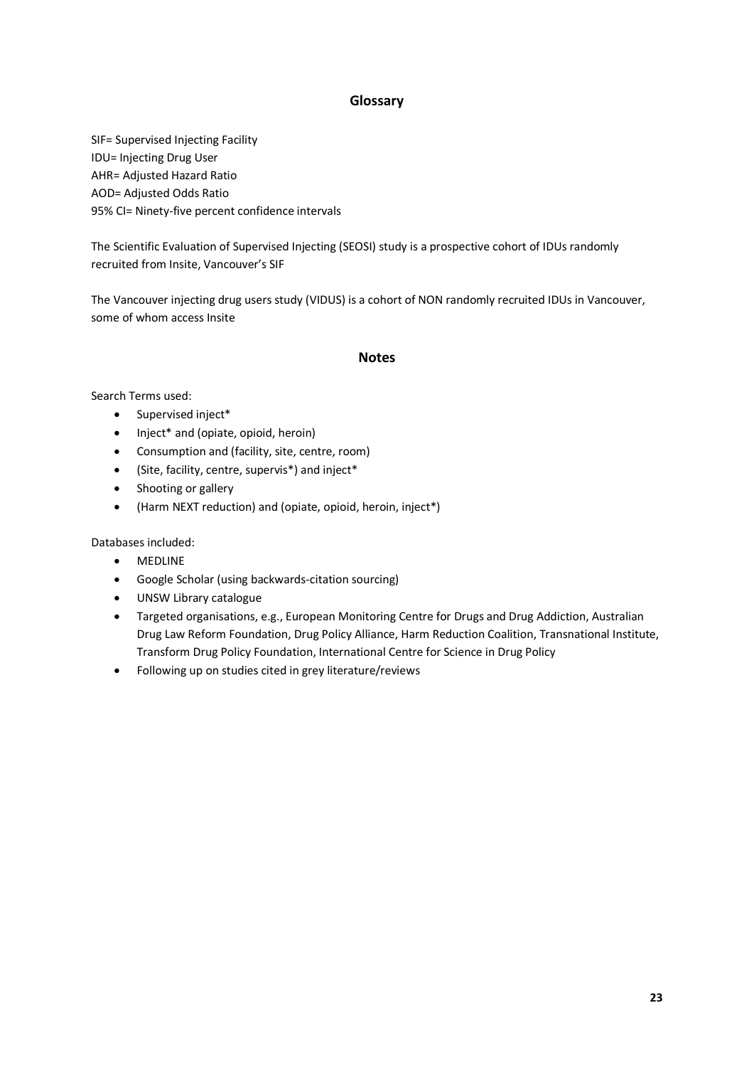## Glossary

SIF= Supervised Injecting Facility
IDU= Injecting Drug User
AHR= Adjusted Hazard Ratio
AOD= Adjusted Odds Ratio
95% CI= Ninety-five percent confidence intervals

The Scientific Evaluation of Supervised Injecting (SEOSI) study is a prospective cohort of IDUs randomly recruited from Insite, Vancouver's SIF

The Vancouver injecting drug users study (VIDUS) is a cohort of NON randomly recruited IDUs in Vancouver, some of whom access Insite

## Notes

Search Terms used:

- Supervised inject*
- Inject* and (opiate, opioid, heroin)
- Consumption and (facility, site, centre, room)
- (Site, facility, centre, supervis*) and inject*
- Shooting or gallery
- (Harm NEXT reduction) and (opiate, opioid, heroin, inject*)

Databases included:

- MEDLINE
- Google Scholar (using backwards-citation sourcing)
- UNSW Library catalogue
- Targeted organisations, e.g., European Monitoring Centre for Drugs and Drug Addiction, Australian Drug Law Reform Foundation, Drug Policy Alliance, Harm Reduction Coalition, Transnational Institute, Transform Drug Policy Foundation, International Centre for Science in Drug Policy
- Following up on studies cited in grey literature/reviews